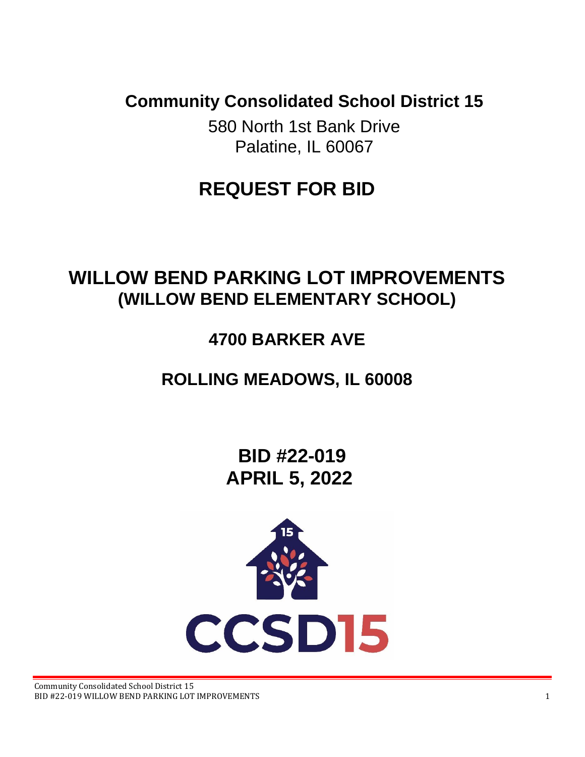# Community Consolidated School District 15

580 North 1st Bank Drive
Palatine, IL 60067

# REQUEST FOR BID

# WILLOW BEND PARKING LOT IMPROVEMENTS
## (WILLOW BEND ELEMENTARY SCHOOL)

## 4700 BARKER AVE

## ROLLING MEADOWS, IL 60008

## BID #22-019
## APRIL 5, 2022

CCSD15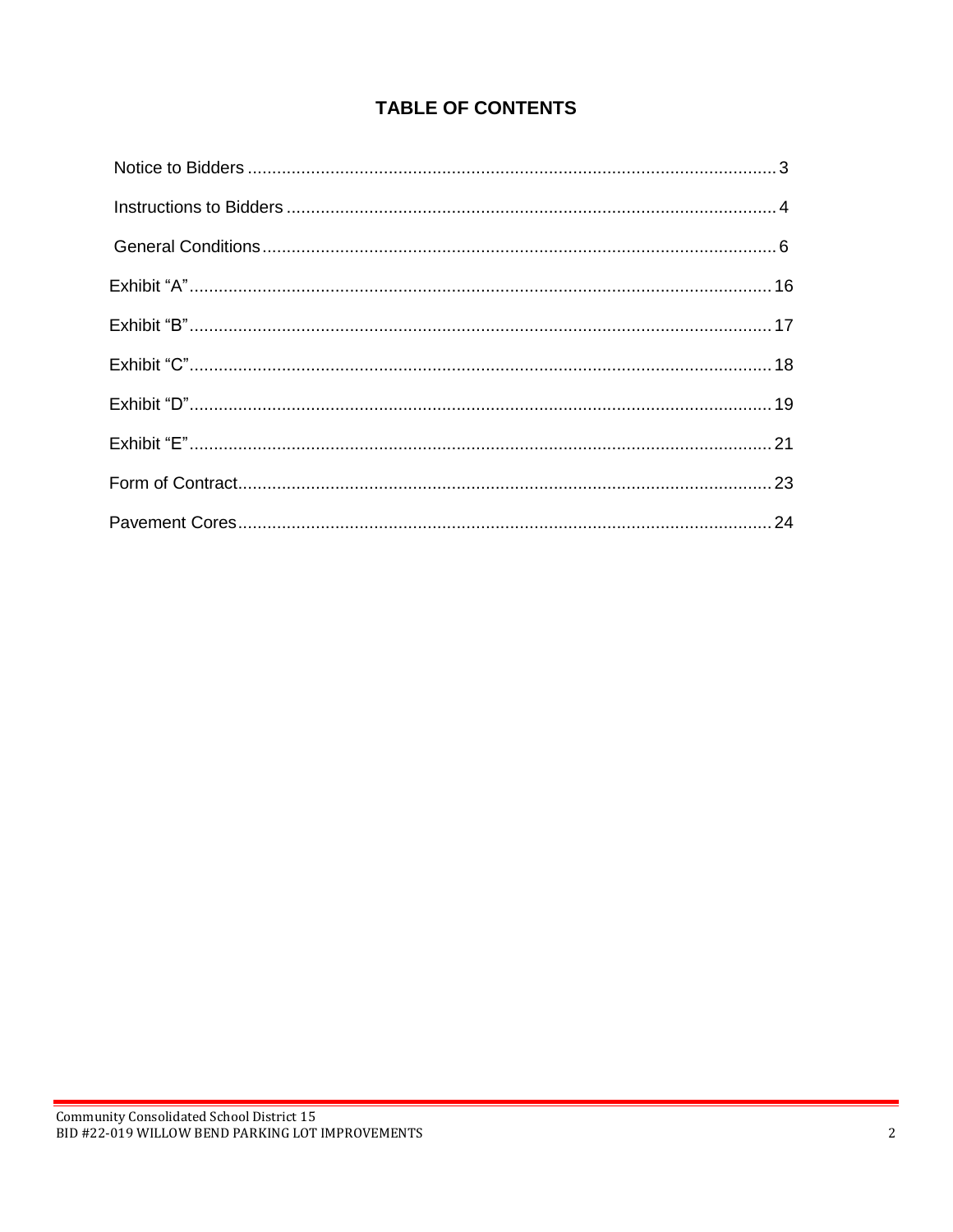# TABLE OF CONTENTS

Notice to Bidders ............................................................................................................ 3

Instructions to Bidders ..................................................................................................... 4

General Conditions ........................................................................................................... 6

Exhibit "A" ....................................................................................................................... 16

Exhibit "B" ....................................................................................................................... 17

Exhibit "C" ....................................................................................................................... 18

Exhibit "D" ....................................................................................................................... 19

Exhibit "E" ....................................................................................................................... 21

Form of Contract ............................................................................................................. 23

Pavement Cores ............................................................................................................... 24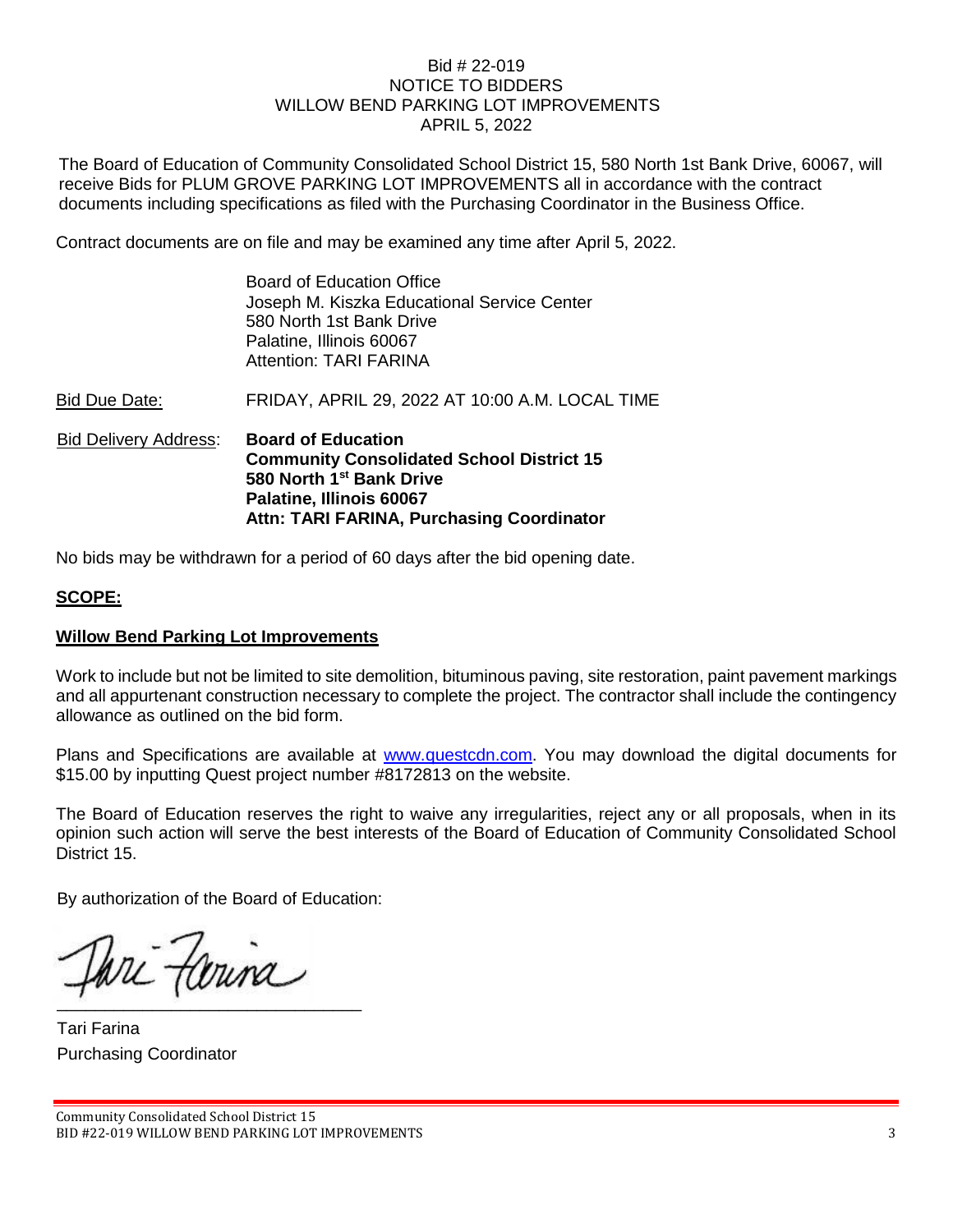Bid # 22-019
NOTICE TO BIDDERS
WILLOW BEND PARKING LOT IMPROVEMENTS
APRIL 5, 2022

The Board of Education of Community Consolidated School District 15, 580 North 1st Bank Drive, 60067, will receive Bids for PLUM GROVE PARKING LOT IMPROVEMENTS all in accordance with the contract documents including specifications as filed with the Purchasing Coordinator in the Business Office.

Contract documents are on file and may be examined any time after April 5, 2022.

Board of Education Office
Joseph M. Kiszka Educational Service Center
580 North 1st Bank Drive
Palatine, Illinois 60067
Attention: TARI FARINA

Bid Due Date: FRIDAY, APRIL 29, 2022 AT 10:00 A.M. LOCAL TIME

Bid Delivery Address: **Board of Education**
**Community Consolidated School District 15**
**580 North 1st Bank Drive**
**Palatine, Illinois 60067**
**Attn: TARI FARINA, Purchasing Coordinator**

No bids may be withdrawn for a period of 60 days after the bid opening date.

**SCOPE:**

**Willow Bend Parking Lot Improvements**

Work to include but not be limited to site demolition, bituminous paving, site restoration, paint pavement markings and all appurtenant construction necessary to complete the project. The contractor shall include the contingency allowance as outlined on the bid form.

Plans and Specifications are available at www.questcdn.com. You may download the digital documents for $15.00 by inputting Quest project number #8172813 on the website.

The Board of Education reserves the right to waive any irregularities, reject any or all proposals, when in its opinion such action will serve the best interests of the Board of Education of Community Consolidated School District 15.

By authorization of the Board of Education:

Tari Farina
Purchasing Coordinator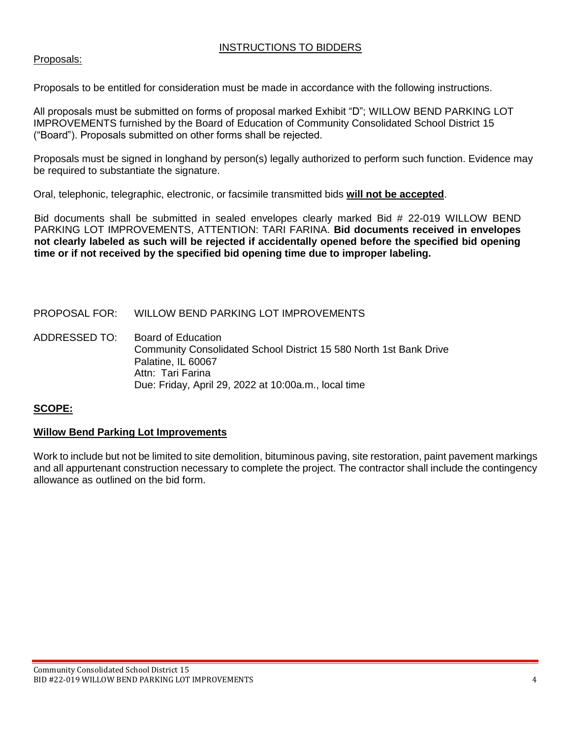## INSTRUCTIONS TO BIDDERS

Proposals:

Proposals to be entitled for consideration must be made in accordance with the following instructions.

All proposals must be submitted on forms of proposal marked Exhibit "D"; WILLOW BEND PARKING LOT IMPROVEMENTS furnished by the Board of Education of Community Consolidated School District 15 ("Board"). Proposals submitted on other forms shall be rejected.

Proposals must be signed in longhand by person(s) legally authorized to perform such function. Evidence may be required to substantiate the signature.

Oral, telephonic, telegraphic, electronic, or facsimile transmitted bids **will not be accepted**.

Bid documents shall be submitted in sealed envelopes clearly marked Bid # 22-019 WILLOW BEND PARKING LOT IMPROVEMENTS, ATTENTION: TARI FARINA. **Bid documents received in envelopes not clearly labeled as such will be rejected if accidentally opened before the specified bid opening time or if not received by the specified bid opening time due to improper labeling.**

PROPOSAL FOR: WILLOW BEND PARKING LOT IMPROVEMENTS

ADDRESSED TO: Board of Education
Community Consolidated School District 15 580 North 1st Bank Drive
Palatine, IL 60067
Attn: Tari Farina
Due: Friday, April 29, 2022 at 10:00a.m., local time

## SCOPE:

### Willow Bend Parking Lot Improvements

Work to include but not be limited to site demolition, bituminous paving, site restoration, paint pavement markings and all appurtenant construction necessary to complete the project. The contractor shall include the contingency allowance as outlined on the bid form.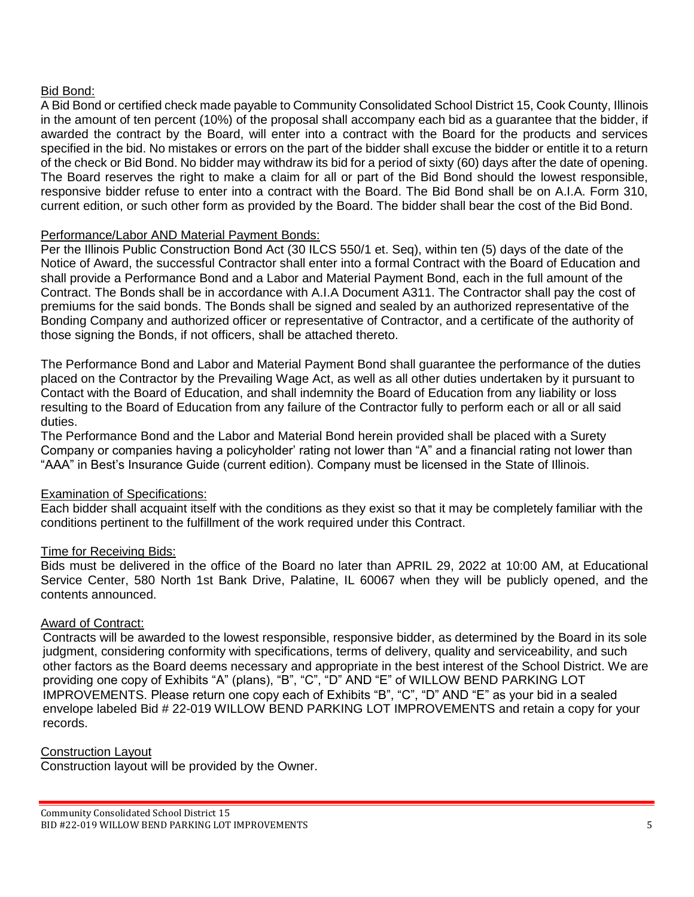Bid Bond:

A Bid Bond or certified check made payable to Community Consolidated School District 15, Cook County, Illinois in the amount of ten percent (10%) of the proposal shall accompany each bid as a guarantee that the bidder, if awarded the contract by the Board, will enter into a contract with the Board for the products and services specified in the bid. No mistakes or errors on the part of the bidder shall excuse the bidder or entitle it to a return of the check or Bid Bond. No bidder may withdraw its bid for a period of sixty (60) days after the date of opening. The Board reserves the right to make a claim for all or part of the Bid Bond should the lowest responsible, responsive bidder refuse to enter into a contract with the Board. The Bid Bond shall be on A.I.A. Form 310, current edition, or such other form as provided by the Board. The bidder shall bear the cost of the Bid Bond.

Performance/Labor AND Material Payment Bonds:

Per the Illinois Public Construction Bond Act (30 ILCS 550/1 et. Seq), within ten (5) days of the date of the Notice of Award, the successful Contractor shall enter into a formal Contract with the Board of Education and shall provide a Performance Bond and a Labor and Material Payment Bond, each in the full amount of the Contract. The Bonds shall be in accordance with A.I.A Document A311. The Contractor shall pay the cost of premiums for the said bonds. The Bonds shall be signed and sealed by an authorized representative of the Bonding Company and authorized officer or representative of Contractor, and a certificate of the authority of those signing the Bonds, if not officers, shall be attached thereto.

The Performance Bond and Labor and Material Payment Bond shall guarantee the performance of the duties placed on the Contractor by the Prevailing Wage Act, as well as all other duties undertaken by it pursuant to Contact with the Board of Education, and shall indemnity the Board of Education from any liability or loss resulting to the Board of Education from any failure of the Contractor fully to perform each or all or all said duties.

The Performance Bond and the Labor and Material Bond herein provided shall be placed with a Surety Company or companies having a policyholder' rating not lower than "A" and a financial rating not lower than "AAA" in Best's Insurance Guide (current edition). Company must be licensed in the State of Illinois.

Examination of Specifications:

Each bidder shall acquaint itself with the conditions as they exist so that it may be completely familiar with the conditions pertinent to the fulfillment of the work required under this Contract.

Time for Receiving Bids:

Bids must be delivered in the office of the Board no later than APRIL 29, 2022 at 10:00 AM, at Educational Service Center, 580 North 1st Bank Drive, Palatine, IL 60067 when they will be publicly opened, and the contents announced.

Award of Contract:

Contracts will be awarded to the lowest responsible, responsive bidder, as determined by the Board in its sole judgment, considering conformity with specifications, terms of delivery, quality and serviceability, and such other factors as the Board deems necessary and appropriate in the best interest of the School District. We are providing one copy of Exhibits "A" (plans), "B", "C", "D" AND "E" of WILLOW BEND PARKING LOT IMPROVEMENTS. Please return one copy each of Exhibits "B", "C", "D" AND "E" as your bid in a sealed envelope labeled Bid # 22-019 WILLOW BEND PARKING LOT IMPROVEMENTS and retain a copy for your records.

Construction Layout

Construction layout will be provided by the Owner.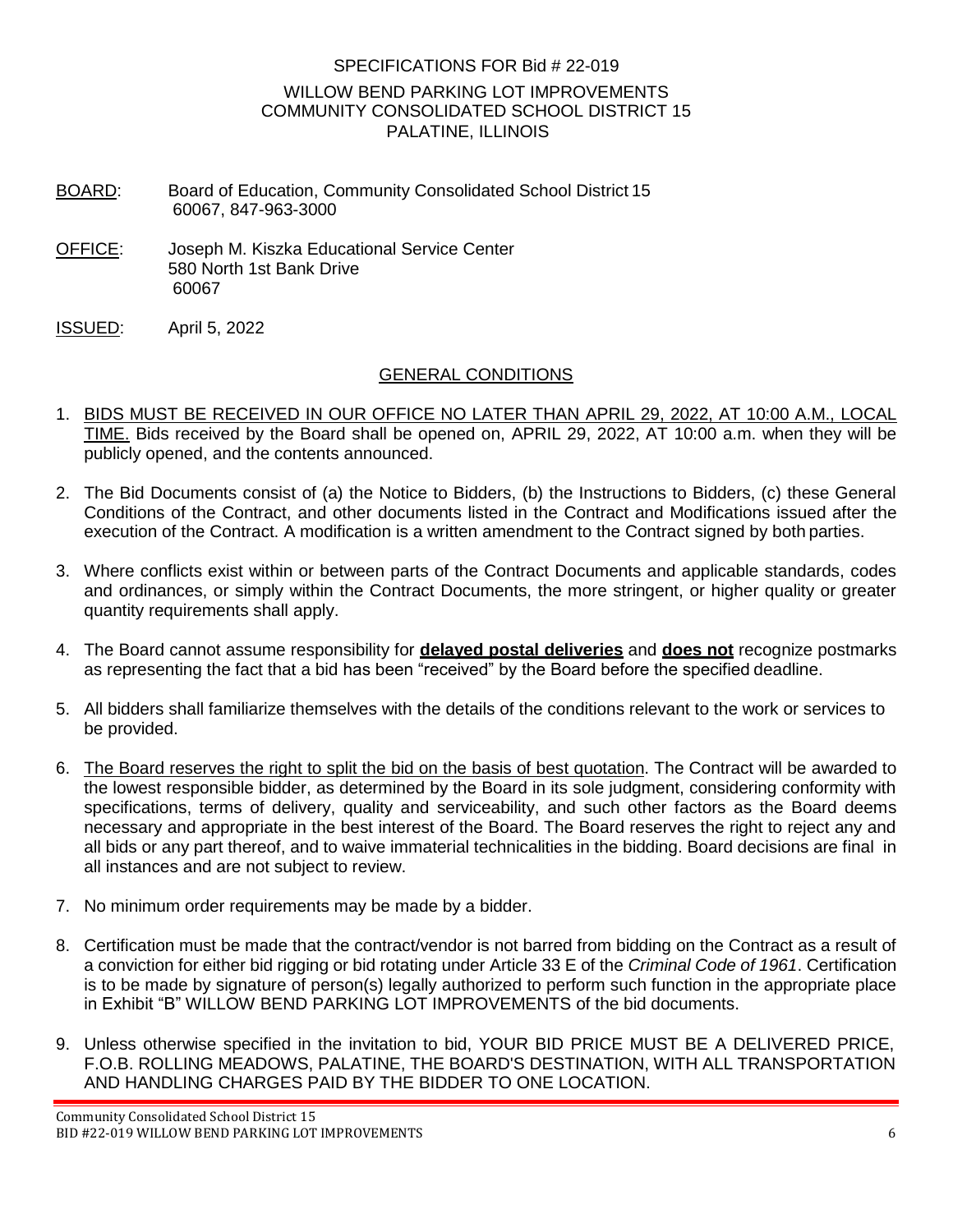SPECIFICATIONS FOR Bid # 22-019

WILLOW BEND PARKING LOT IMPROVEMENTS
COMMUNITY CONSOLIDATED SCHOOL DISTRICT 15
PALATINE, ILLINOIS

<u>BOARD</u>: Board of Education, Community Consolidated School District 15
60067, 847-963-3000

<u>OFFICE</u>: Joseph M. Kiszka Educational Service Center
580 North 1st Bank Drive
60067

<u>ISSUED</u>: April 5, 2022

## <u>GENERAL CONDITIONS</u>

1. <u>BIDS MUST BE RECEIVED IN OUR OFFICE NO LATER THAN APRIL 29, 2022, AT 10:00 A.M., LOCAL TIME.</u> Bids received by the Board shall be opened on, APRIL 29, 2022, AT 10:00 a.m. when they will be publicly opened, and the contents announced.
2. The Bid Documents consist of (a) the Notice to Bidders, (b) the Instructions to Bidders, (c) these General Conditions of the Contract, and other documents listed in the Contract and Modifications issued after the execution of the Contract. A modification is a written amendment to the Contract signed by both parties.
3. Where conflicts exist within or between parts of the Contract Documents and applicable standards, codes and ordinances, or simply within the Contract Documents, the more stringent, or higher quality or greater quantity requirements shall apply.
4. The Board cannot assume responsibility for **<u>delayed postal deliveries</u>** and **<u>does not</u>** recognize postmarks as representing the fact that a bid has been "received" by the Board before the specified deadline.
5. All bidders shall familiarize themselves with the details of the conditions relevant to the work or services to be provided.
6. <u>The Board reserves the right to split the bid on the basis of best quotation</u>. The Contract will be awarded to the lowest responsible bidder, as determined by the Board in its sole judgment, considering conformity with specifications, terms of delivery, quality and serviceability, and such other factors as the Board deems necessary and appropriate in the best interest of the Board. The Board reserves the right to reject any and all bids or any part thereof, and to waive immaterial technicalities in the bidding. Board decisions are final in all instances and are not subject to review.
7. No minimum order requirements may be made by a bidder.
8. Certification must be made that the contract/vendor is not barred from bidding on the Contract as a result of a conviction for either bid rigging or bid rotating under Article 33 E of the *Criminal Code of 1961*. Certification is to be made by signature of person(s) legally authorized to perform such function in the appropriate place in Exhibit "B" WILLOW BEND PARKING LOT IMPROVEMENTS of the bid documents.
9. Unless otherwise specified in the invitation to bid, YOUR BID PRICE MUST BE A DELIVERED PRICE, F.O.B. ROLLING MEADOWS, PALATINE, THE BOARD'S DESTINATION, WITH ALL TRANSPORTATION AND HANDLING CHARGES PAID BY THE BIDDER TO ONE LOCATION.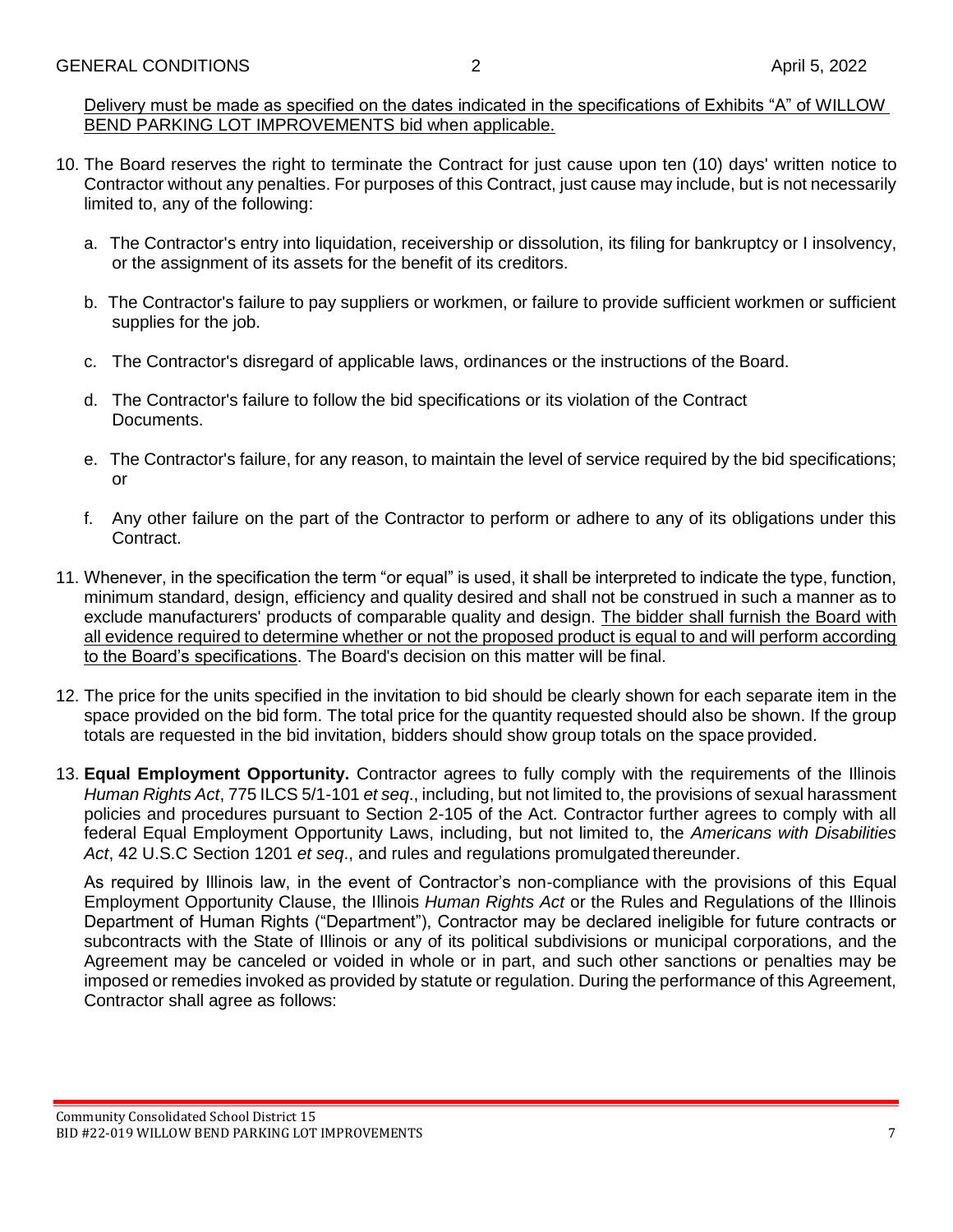Delivery must be made as specified on the dates indicated in the specifications of Exhibits "A" of WILLOW BEND PARKING LOT IMPROVEMENTS bid when applicable.

10. The Board reserves the right to terminate the Contract for just cause upon ten (10) days' written notice to Contractor without any penalties. For purposes of this Contract, just cause may include, but is not necessarily limited to, any of the following:

    a. The Contractor's entry into liquidation, receivership or dissolution, its filing for bankruptcy or I insolvency, or the assignment of its assets for the benefit of its creditors.

    b. The Contractor's failure to pay suppliers or workmen, or failure to provide sufficient workmen or sufficient supplies for the job.

    c. The Contractor's disregard of applicable laws, ordinances or the instructions of the Board.

    d. The Contractor's failure to follow the bid specifications or its violation of the Contract Documents.

    e. The Contractor's failure, for any reason, to maintain the level of service required by the bid specifications; or

    f. Any other failure on the part of the Contractor to perform or adhere to any of its obligations under this Contract.

11. Whenever, in the specification the term "or equal" is used, it shall be interpreted to indicate the type, function, minimum standard, design, efficiency and quality desired and shall not be construed in such a manner as to exclude manufacturers' products of comparable quality and design. The bidder shall furnish the Board with all evidence required to determine whether or not the proposed product is equal to and will perform according to the Board's specifications. The Board's decision on this matter will be final.

12. The price for the units specified in the invitation to bid should be clearly shown for each separate item in the space provided on the bid form. The total price for the quantity requested should also be shown. If the group totals are requested in the bid invitation, bidders should show group totals on the space provided.

13. **Equal Employment Opportunity.** Contractor agrees to fully comply with the requirements of the Illinois *Human Rights Act*, 775 ILCS 5/1-101 *et seq*., including, but not limited to, the provisions of sexual harassment policies and procedures pursuant to Section 2-105 of the Act. Contractor further agrees to comply with all federal Equal Employment Opportunity Laws, including, but not limited to, the *Americans with Disabilities Act*, 42 U.S.C Section 1201 *et seq*., and rules and regulations promulgated thereunder.

    As required by Illinois law, in the event of Contractor's non-compliance with the provisions of this Equal Employment Opportunity Clause, the Illinois *Human Rights Act* or the Rules and Regulations of the Illinois Department of Human Rights ("Department"), Contractor may be declared ineligible for future contracts or subcontracts with the State of Illinois or any of its political subdivisions or municipal corporations, and the Agreement may be canceled or voided in whole or in part, and such other sanctions or penalties may be imposed or remedies invoked as provided by statute or regulation. During the performance of this Agreement, Contractor shall agree as follows: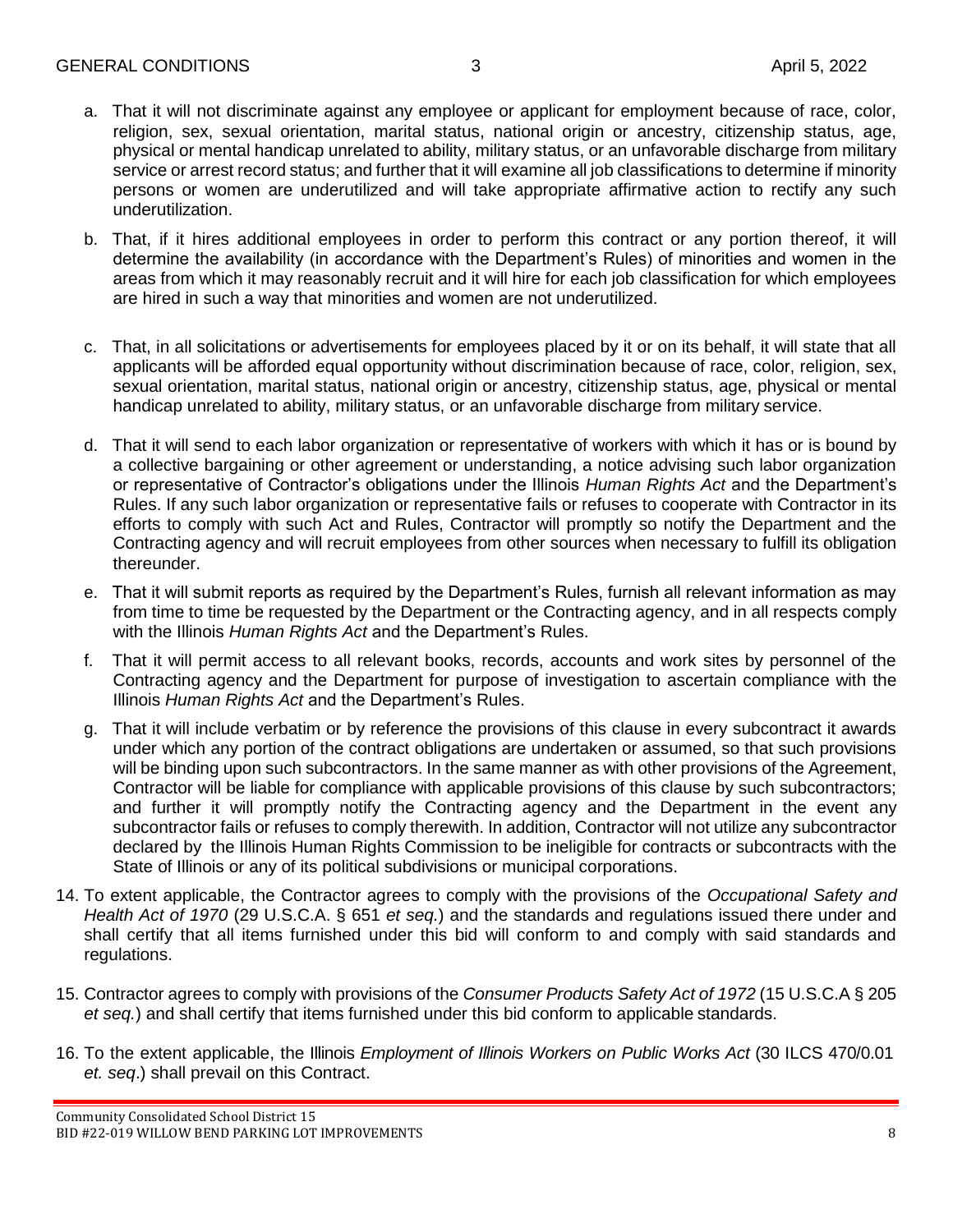a. That it will not discriminate against any employee or applicant for employment because of race, color, religion, sex, sexual orientation, marital status, national origin or ancestry, citizenship status, age, physical or mental handicap unrelated to ability, military status, or an unfavorable discharge from military service or arrest record status; and further that it will examine all job classifications to determine if minority persons or women are underutilized and will take appropriate affirmative action to rectify any such underutilization.

b. That, if it hires additional employees in order to perform this contract or any portion thereof, it will determine the availability (in accordance with the Department's Rules) of minorities and women in the areas from which it may reasonably recruit and it will hire for each job classification for which employees are hired in such a way that minorities and women are not underutilized.

c. That, in all solicitations or advertisements for employees placed by it or on its behalf, it will state that all applicants will be afforded equal opportunity without discrimination because of race, color, religion, sex, sexual orientation, marital status, national origin or ancestry, citizenship status, age, physical or mental handicap unrelated to ability, military status, or an unfavorable discharge from military service.

d. That it will send to each labor organization or representative of workers with which it has or is bound by a collective bargaining or other agreement or understanding, a notice advising such labor organization or representative of Contractor's obligations under the Illinois *Human Rights Act* and the Department's Rules. If any such labor organization or representative fails or refuses to cooperate with Contractor in its efforts to comply with such Act and Rules, Contractor will promptly so notify the Department and the Contracting agency and will recruit employees from other sources when necessary to fulfill its obligation thereunder.

e. That it will submit reports as required by the Department's Rules, furnish all relevant information as may from time to time be requested by the Department or the Contracting agency, and in all respects comply with the Illinois *Human Rights Act* and the Department's Rules.

f. That it will permit access to all relevant books, records, accounts and work sites by personnel of the Contracting agency and the Department for purpose of investigation to ascertain compliance with the Illinois *Human Rights Act* and the Department's Rules.

g. That it will include verbatim or by reference the provisions of this clause in every subcontract it awards under which any portion of the contract obligations are undertaken or assumed, so that such provisions will be binding upon such subcontractors. In the same manner as with other provisions of the Agreement, Contractor will be liable for compliance with applicable provisions of this clause by such subcontractors; and further it will promptly notify the Contracting agency and the Department in the event any subcontractor fails or refuses to comply therewith. In addition, Contractor will not utilize any subcontractor declared by the Illinois Human Rights Commission to be ineligible for contracts or subcontracts with the State of Illinois or any of its political subdivisions or municipal corporations.

14. To extent applicable, the Contractor agrees to comply with the provisions of the *Occupational Safety and Health Act of 1970* (29 U.S.C.A. § 651 *et seq.*) and the standards and regulations issued there under and shall certify that all items furnished under this bid will conform to and comply with said standards and regulations.

15. Contractor agrees to comply with provisions of the *Consumer Products Safety Act of 1972* (15 U.S.C.A § 205 *et seq.*) and shall certify that items furnished under this bid conform to applicable standards.

16. To the extent applicable, the Illinois *Employment of Illinois Workers on Public Works Act* (30 ILCS 470/0.01 *et. seq*.) shall prevail on this Contract.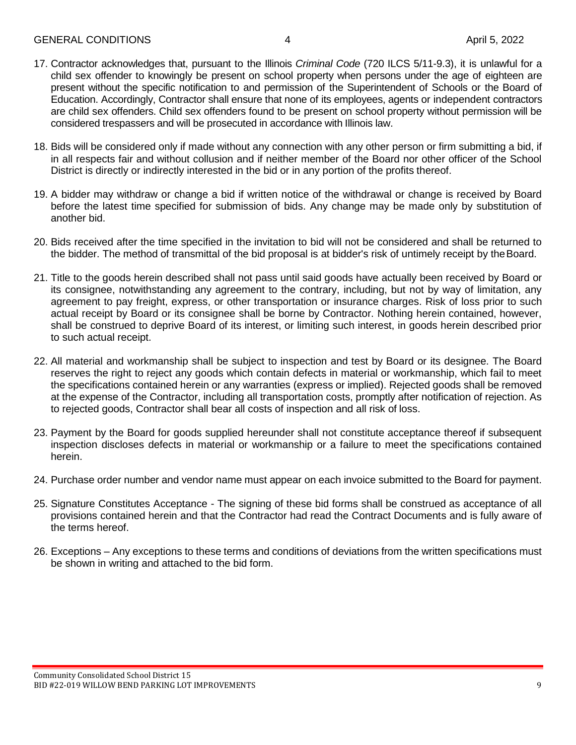17. Contractor acknowledges that, pursuant to the Illinois *Criminal Code* (720 ILCS 5/11-9.3), it is unlawful for a child sex offender to knowingly be present on school property when persons under the age of eighteen are present without the specific notification to and permission of the Superintendent of Schools or the Board of Education. Accordingly, Contractor shall ensure that none of its employees, agents or independent contractors are child sex offenders. Child sex offenders found to be present on school property without permission will be considered trespassers and will be prosecuted in accordance with Illinois law.

18. Bids will be considered only if made without any connection with any other person or firm submitting a bid, if in all respects fair and without collusion and if neither member of the Board nor other officer of the School District is directly or indirectly interested in the bid or in any portion of the profits thereof.

19. A bidder may withdraw or change a bid if written notice of the withdrawal or change is received by Board before the latest time specified for submission of bids. Any change may be made only by substitution of another bid.

20. Bids received after the time specified in the invitation to bid will not be considered and shall be returned to the bidder. The method of transmittal of the bid proposal is at bidder's risk of untimely receipt by the Board.

21. Title to the goods herein described shall not pass until said goods have actually been received by Board or its consignee, notwithstanding any agreement to the contrary, including, but not by way of limitation, any agreement to pay freight, express, or other transportation or insurance charges. Risk of loss prior to such actual receipt by Board or its consignee shall be borne by Contractor. Nothing herein contained, however, shall be construed to deprive Board of its interest, or limiting such interest, in goods herein described prior to such actual receipt.

22. All material and workmanship shall be subject to inspection and test by Board or its designee. The Board reserves the right to reject any goods which contain defects in material or workmanship, which fail to meet the specifications contained herein or any warranties (express or implied). Rejected goods shall be removed at the expense of the Contractor, including all transportation costs, promptly after notification of rejection. As to rejected goods, Contractor shall bear all costs of inspection and all risk of loss.

23. Payment by the Board for goods supplied hereunder shall not constitute acceptance thereof if subsequent inspection discloses defects in material or workmanship or a failure to meet the specifications contained herein.

24. Purchase order number and vendor name must appear on each invoice submitted to the Board for payment.

25. Signature Constitutes Acceptance - The signing of these bid forms shall be construed as acceptance of all provisions contained herein and that the Contractor had read the Contract Documents and is fully aware of the terms hereof.

26. Exceptions – Any exceptions to these terms and conditions of deviations from the written specifications must be shown in writing and attached to the bid form.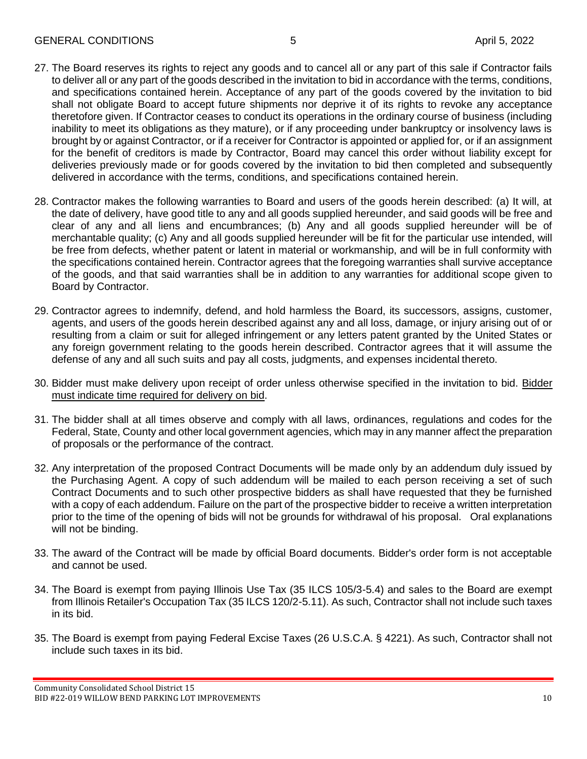27. The Board reserves its rights to reject any goods and to cancel all or any part of this sale if Contractor fails to deliver all or any part of the goods described in the invitation to bid in accordance with the terms, conditions, and specifications contained herein. Acceptance of any part of the goods covered by the invitation to bid shall not obligate Board to accept future shipments nor deprive it of its rights to revoke any acceptance theretofore given. If Contractor ceases to conduct its operations in the ordinary course of business (including inability to meet its obligations as they mature), or if any proceeding under bankruptcy or insolvency laws is brought by or against Contractor, or if a receiver for Contractor is appointed or applied for, or if an assignment for the benefit of creditors is made by Contractor, Board may cancel this order without liability except for deliveries previously made or for goods covered by the invitation to bid then completed and subsequently delivered in accordance with the terms, conditions, and specifications contained herein.

28. Contractor makes the following warranties to Board and users of the goods herein described: (a) It will, at the date of delivery, have good title to any and all goods supplied hereunder, and said goods will be free and clear of any and all liens and encumbrances; (b) Any and all goods supplied hereunder will be of merchantable quality; (c) Any and all goods supplied hereunder will be fit for the particular use intended, will be free from defects, whether patent or latent in material or workmanship, and will be in full conformity with the specifications contained herein. Contractor agrees that the foregoing warranties shall survive acceptance of the goods, and that said warranties shall be in addition to any warranties for additional scope given to Board by Contractor.

29. Contractor agrees to indemnify, defend, and hold harmless the Board, its successors, assigns, customer, agents, and users of the goods herein described against any and all loss, damage, or injury arising out of or resulting from a claim or suit for alleged infringement or any letters patent granted by the United States or any foreign government relating to the goods herein described. Contractor agrees that it will assume the defense of any and all such suits and pay all costs, judgments, and expenses incidental thereto.

30. Bidder must make delivery upon receipt of order unless otherwise specified in the invitation to bid. Bidder must indicate time required for delivery on bid.

31. The bidder shall at all times observe and comply with all laws, ordinances, regulations and codes for the Federal, State, County and other local government agencies, which may in any manner affect the preparation of proposals or the performance of the contract.

32. Any interpretation of the proposed Contract Documents will be made only by an addendum duly issued by the Purchasing Agent. A copy of such addendum will be mailed to each person receiving a set of such Contract Documents and to such other prospective bidders as shall have requested that they be furnished with a copy of each addendum. Failure on the part of the prospective bidder to receive a written interpretation prior to the time of the opening of bids will not be grounds for withdrawal of his proposal. Oral explanations will not be binding.

33. The award of the Contract will be made by official Board documents. Bidder's order form is not acceptable and cannot be used.

34. The Board is exempt from paying Illinois Use Tax (35 ILCS 105/3-5.4) and sales to the Board are exempt from Illinois Retailer's Occupation Tax (35 ILCS 120/2-5.11). As such, Contractor shall not include such taxes in its bid.

35. The Board is exempt from paying Federal Excise Taxes (26 U.S.C.A. § 4221). As such, Contractor shall not include such taxes in its bid.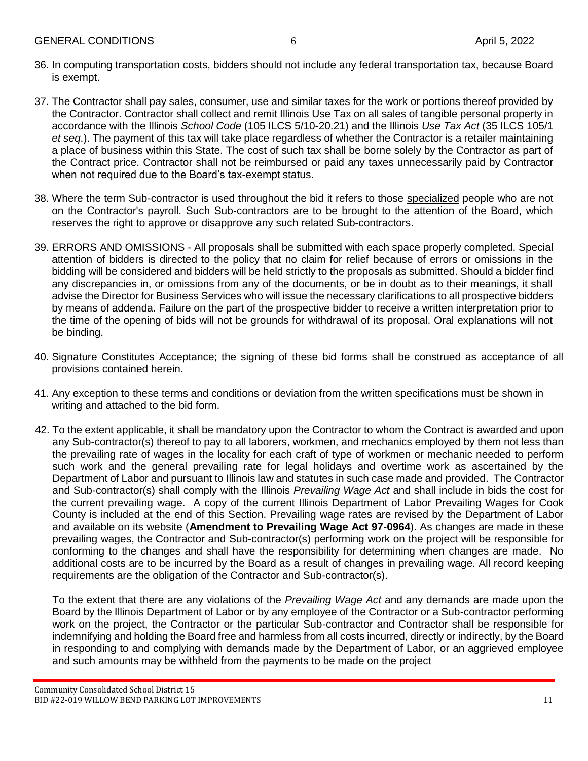36. In computing transportation costs, bidders should not include any federal transportation tax, because Board is exempt.

37. The Contractor shall pay sales, consumer, use and similar taxes for the work or portions thereof provided by the Contractor. Contractor shall collect and remit Illinois Use Tax on all sales of tangible personal property in accordance with the Illinois *School Code* (105 ILCS 5/10-20.21) and the Illinois *Use Tax Act* (35 ILCS 105/1 *et seq*.). The payment of this tax will take place regardless of whether the Contractor is a retailer maintaining a place of business within this State. The cost of such tax shall be borne solely by the Contractor as part of the Contract price. Contractor shall not be reimbursed or paid any taxes unnecessarily paid by Contractor when not required due to the Board's tax-exempt status.

38. Where the term Sub-contractor is used throughout the bid it refers to those <u>specialized</u> people who are not on the Contractor's payroll. Such Sub-contractors are to be brought to the attention of the Board, which reserves the right to approve or disapprove any such related Sub-contractors.

39. ERRORS AND OMISSIONS - All proposals shall be submitted with each space properly completed. Special attention of bidders is directed to the policy that no claim for relief because of errors or omissions in the bidding will be considered and bidders will be held strictly to the proposals as submitted. Should a bidder find any discrepancies in, or omissions from any of the documents, or be in doubt as to their meanings, it shall advise the Director for Business Services who will issue the necessary clarifications to all prospective bidders by means of addenda. Failure on the part of the prospective bidder to receive a written interpretation prior to the time of the opening of bids will not be grounds for withdrawal of its proposal. Oral explanations will not be binding.

40. Signature Constitutes Acceptance; the signing of these bid forms shall be construed as acceptance of all provisions contained herein.

41. Any exception to these terms and conditions or deviation from the written specifications must be shown in writing and attached to the bid form.

42. To the extent applicable, it shall be mandatory upon the Contractor to whom the Contract is awarded and upon any Sub-contractor(s) thereof to pay to all laborers, workmen, and mechanics employed by them not less than the prevailing rate of wages in the locality for each craft of type of workmen or mechanic needed to perform such work and the general prevailing rate for legal holidays and overtime work as ascertained by the Department of Labor and pursuant to Illinois law and statutes in such case made and provided. The Contractor and Sub-contractor(s) shall comply with the Illinois *Prevailing Wage Act* and shall include in bids the cost for the current prevailing wage. A copy of the current Illinois Department of Labor Prevailing Wages for Cook County is included at the end of this Section. Prevailing wage rates are revised by the Department of Labor and available on its website (**Amendment to Prevailing Wage Act 97-0964**). As changes are made in these prevailing wages, the Contractor and Sub-contractor(s) performing work on the project will be responsible for conforming to the changes and shall have the responsibility for determining when changes are made. No additional costs are to be incurred by the Board as a result of changes in prevailing wage. All record keeping requirements are the obligation of the Contractor and Sub-contractor(s).

    To the extent that there are any violations of the *Prevailing Wage Act* and any demands are made upon the Board by the Illinois Department of Labor or by any employee of the Contractor or a Sub-contractor performing work on the project, the Contractor or the particular Sub-contractor and Contractor shall be responsible for indemnifying and holding the Board free and harmless from all costs incurred, directly or indirectly, by the Board in responding to and complying with demands made by the Department of Labor, or an aggrieved employee and such amounts may be withheld from the payments to be made on the project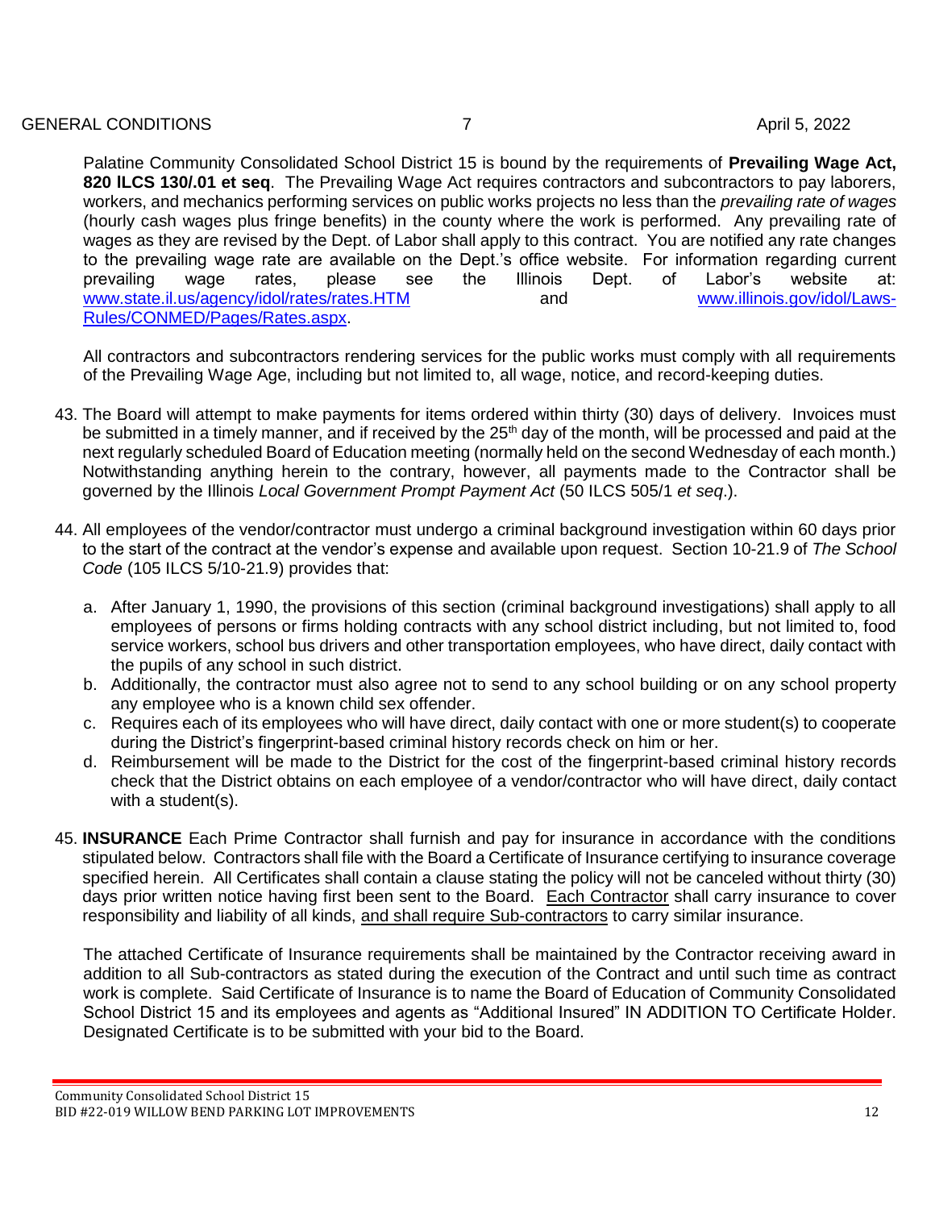Palatine Community Consolidated School District 15 is bound by the requirements of **Prevailing Wage Act, 820 ILCS 130/.01 et seq**. The Prevailing Wage Act requires contractors and subcontractors to pay laborers, workers, and mechanics performing services on public works projects no less than the *prevailing rate of wages* (hourly cash wages plus fringe benefits) in the county where the work is performed. Any prevailing rate of wages as they are revised by the Dept. of Labor shall apply to this contract. You are notified any rate changes to the prevailing wage rate are available on the Dept.'s office website. For information regarding current prevailing wage rates, please see the Illinois Dept. of Labor's website at: www.state.il.us/agency/idol/rates/rates.HTM and www.illinois.gov/idol/Laws-Rules/CONMED/Pages/Rates.aspx.

All contractors and subcontractors rendering services for the public works must comply with all requirements of the Prevailing Wage Age, including but not limited to, all wage, notice, and record-keeping duties.

43. The Board will attempt to make payments for items ordered within thirty (30) days of delivery. Invoices must be submitted in a timely manner, and if received by the 25th day of the month, will be processed and paid at the next regularly scheduled Board of Education meeting (normally held on the second Wednesday of each month.) Notwithstanding anything herein to the contrary, however, all payments made to the Contractor shall be governed by the Illinois *Local Government Prompt Payment Act* (50 ILCS 505/1 *et seq*.).

44. All employees of the vendor/contractor must undergo a criminal background investigation within 60 days prior to the start of the contract at the vendor's expense and available upon request. Section 10-21.9 of *The School Code* (105 ILCS 5/10-21.9) provides that:

    a. After January 1, 1990, the provisions of this section (criminal background investigations) shall apply to all employees of persons or firms holding contracts with any school district including, but not limited to, food service workers, school bus drivers and other transportation employees, who have direct, daily contact with the pupils of any school in such district.
    b. Additionally, the contractor must also agree not to send to any school building or on any school property any employee who is a known child sex offender.
    c. Requires each of its employees who will have direct, daily contact with one or more student(s) to cooperate during the District's fingerprint-based criminal history records check on him or her.
    d. Reimbursement will be made to the District for the cost of the fingerprint-based criminal history records check that the District obtains on each employee of a vendor/contractor who will have direct, daily contact with a student(s).

45. **INSURANCE** Each Prime Contractor shall furnish and pay for insurance in accordance with the conditions stipulated below. Contractors shall file with the Board a Certificate of Insurance certifying to insurance coverage specified herein. All Certificates shall contain a clause stating the policy will not be canceled without thirty (30) days prior written notice having first been sent to the Board. Each Contractor shall carry insurance to cover responsibility and liability of all kinds, and shall require Sub-contractors to carry similar insurance.

    The attached Certificate of Insurance requirements shall be maintained by the Contractor receiving award in addition to all Sub-contractors as stated during the execution of the Contract and until such time as contract work is complete. Said Certificate of Insurance is to name the Board of Education of Community Consolidated School District 15 and its employees and agents as "Additional Insured" IN ADDITION TO Certificate Holder. Designated Certificate is to be submitted with your bid to the Board.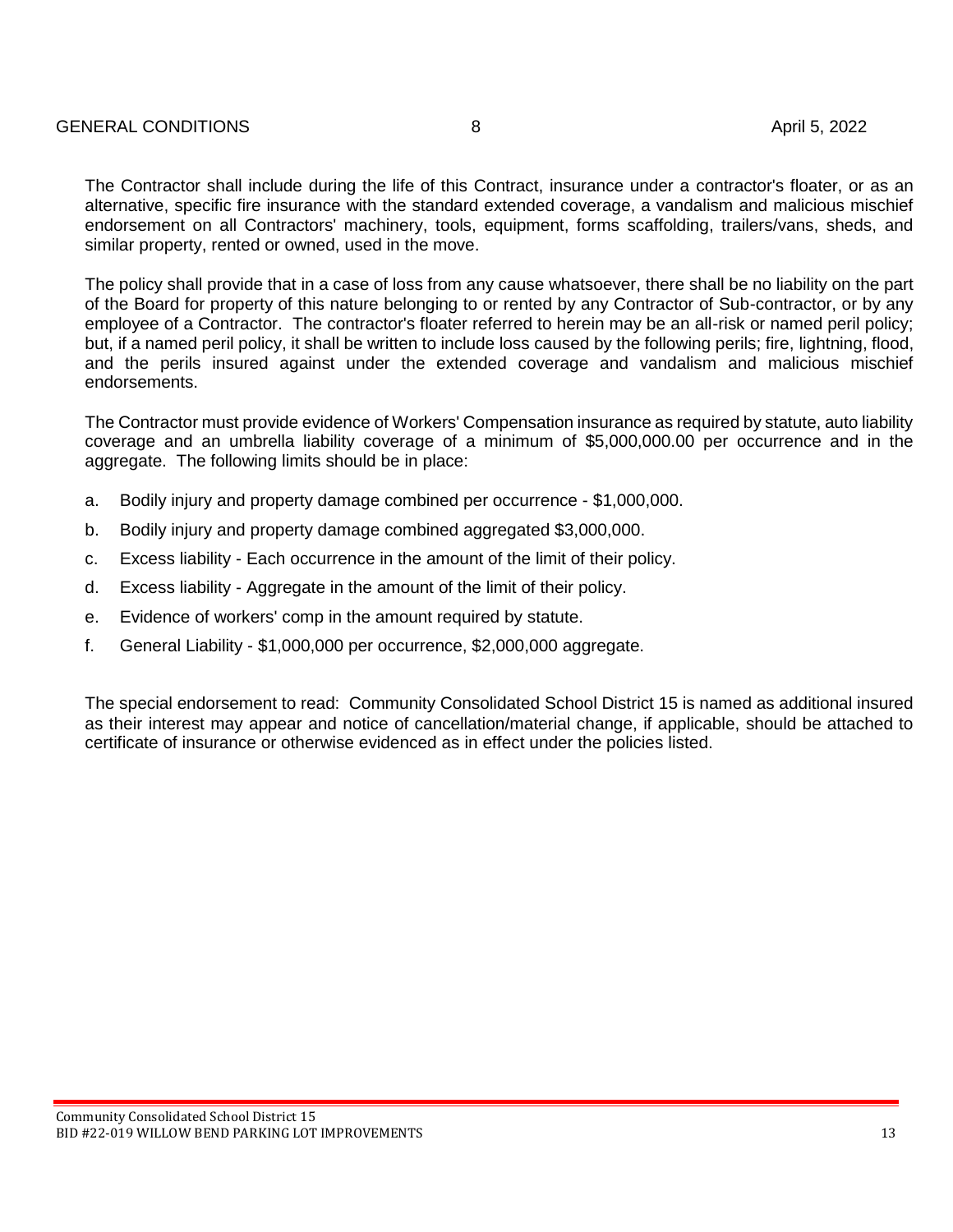The Contractor shall include during the life of this Contract, insurance under a contractor's floater, or as an alternative, specific fire insurance with the standard extended coverage, a vandalism and malicious mischief endorsement on all Contractors' machinery, tools, equipment, forms scaffolding, trailers/vans, sheds, and similar property, rented or owned, used in the move.

The policy shall provide that in a case of loss from any cause whatsoever, there shall be no liability on the part of the Board for property of this nature belonging to or rented by any Contractor of Sub-contractor, or by any employee of a Contractor. The contractor's floater referred to herein may be an all-risk or named peril policy; but, if a named peril policy, it shall be written to include loss caused by the following perils; fire, lightning, flood, and the perils insured against under the extended coverage and vandalism and malicious mischief endorsements.

The Contractor must provide evidence of Workers' Compensation insurance as required by statute, auto liability coverage and an umbrella liability coverage of a minimum of $5,000,000.00 per occurrence and in the aggregate. The following limits should be in place:

a. Bodily injury and property damage combined per occurrence - $1,000,000.
b. Bodily injury and property damage combined aggregated $3,000,000.
c. Excess liability - Each occurrence in the amount of the limit of their policy.
d. Excess liability - Aggregate in the amount of the limit of their policy.
e. Evidence of workers' comp in the amount required by statute.
f. General Liability - $1,000,000 per occurrence, $2,000,000 aggregate.

The special endorsement to read: Community Consolidated School District 15 is named as additional insured as their interest may appear and notice of cancellation/material change, if applicable, should be attached to certificate of insurance or otherwise evidenced as in effect under the policies listed.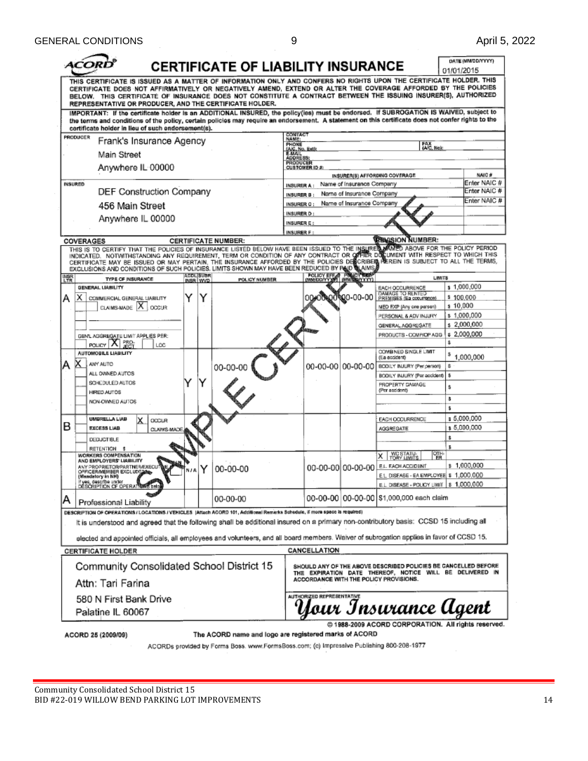# CERTIFICATE OF LIABILITY INSURANCE

ACORD

DATE (MM/DD/YYYY): 01/01/2015

THIS CERTIFICATE IS ISSUED AS A MATTER OF INFORMATION ONLY AND CONFERS NO RIGHTS UPON THE CERTIFICATE HOLDER. THIS CERTIFICATE DOES NOT AFFIRMATIVELY OR NEGATIVELY AMEND, EXTEND OR ALTER THE COVERAGE AFFORDED BY THE POLICIES BELOW. THIS CERTIFICATE OF INSURANCE DOES NOT CONSTITUTE A CONTRACT BETWEEN THE ISSUING INSURER(S), AUTHORIZED REPRESENTATIVE OR PRODUCER, AND THE CERTIFICATE HOLDER.

IMPORTANT: If the certificate holder is an ADDITIONAL INSURED, the policy(ies) must be endorsed. If SUBROGATION IS WAIVED, subject to the terms and conditions of the policy, certain policies may require an endorsement. A statement on this certificate does not confer rights to the certificate holder in lieu of such endorsement(s).

**PRODUCER**
Frank's Insurance Agency
Main Street
Anywhere IL 00000

CONTACT NAME:
PHONE (A/C, No, Ext):
FAX (A/C, No):
E-MAIL ADDRESS:
PRODUCER CUSTOMER ID #:

**INSURED**
DEF Construction Company
456 Main Street
Anywhere IL 00000

| INSURER(S) AFFORDING COVERAGE | | NAIC # |
|---|---|---|
| INSURER A: | Name of Insurance Company | Enter NAIC # |
| INSURER B: | Name of Insurance Company | Enter NAIC # |
| INSURER C: | Name of Insurance Company | Enter NAIC # |
| INSURER D: | | |
| INSURER E: | | |
| INSURER F: | | |

**COVERAGES** CERTIFICATE NUMBER: REVISION NUMBER:

THIS IS TO CERTIFY THAT THE POLICIES OF INSURANCE LISTED BELOW HAVE BEEN ISSUED TO THE INSURED NAMED ABOVE FOR THE POLICY PERIOD INDICATED. NOTWITHSTANDING ANY REQUIREMENT, TERM OR CONDITION OF ANY CONTRACT OR OTHER DOCUMENT WITH RESPECT TO WHICH THIS CERTIFICATE MAY BE ISSUED OR MAY PERTAIN, THE INSURANCE AFFORDED BY THE POLICIES DESCRIBED HEREIN IS SUBJECT TO ALL THE TERMS, EXCLUSIONS AND CONDITIONS OF SUCH POLICIES. LIMITS SHOWN MAY HAVE BEEN REDUCED BY PAID CLAIMS.

| INSR LTR | TYPE OF INSURANCE | ADDL INSR | SUBR WVD | POLICY NUMBER | POLICY EFF (MM/DD/YYYY) | POLICY EXP (MM/DD/YYYY) | LIMITS | |
|---|---|---|---|---|---|---|---|---|
| A | GENERAL LIABILITY: X COMMERCIAL GENERAL LIABILITY; CLAIMS-MADE X OCCUR; GEN'L AGGREGATE LIMIT APPLIES PER: POLICY X PROJECT LOC | Y | Y | | 00-00-00 | 00-00-00 | EACH OCCURRENCE | $ 1,000,000 |
| | | | | | | | DAMAGE TO RENTED PREMISES (Ea occurrence) | $ 100,000 |
| | | | | | | | MED EXP (Any one person) | $ 10,000 |
| | | | | | | | PERSONAL & ADV INJURY | $ 1,000,000 |
| | | | | | | | GENERAL AGGREGATE | $ 2,000,000 |
| | | | | | | | PRODUCTS - COMP/OP AGG | $ 2,000,000 |
| A | AUTOMOBILE LIABILITY: X ANY AUTO; ALL OWNED AUTOS; SCHEDULED AUTOS; HIRED AUTOS; NON-OWNED AUTOS | Y | Y | 00-00-00 | 00-00-00 | 00-00-00 | COMBINED SINGLE LIMIT (Ea accident) | $ 1,000,000 |
| | | | | | | | BODILY INJURY (Per person) | $ |
| | | | | | | | BODILY INJURY (Per accident) | $ |
| | | | | | | | PROPERTY DAMAGE (Per accident) | $ |
| B | UMBRELLA LIAB X OCCUR; EXCESS LIAB CLAIMS-MADE; DEDUCTIBLE; RETENTION $ | | | | | | EACH OCCURRENCE | $ 5,000,000 |
| | | | | | | | AGGREGATE | $ 5,000,000 |
| | WORKERS COMPENSATION AND EMPLOYERS' LIABILITY; ANY PROPRIETOR/PARTNER/EXECUTIVE OFFICER/MEMBER EXCLUDED? (Mandatory in NH) If yes, describe under DESCRIPTION OF OPERATIONS below | N/A | Y | 00-00-00 | 00-00-00 | 00-00-00 | X WC STATUTORY LIMITS / OTHER | |
| | | | | | | | E.L. EACH ACCIDENT | $ 1,000,000 |
| | | | | | | | E.L. DISEASE - EA EMPLOYEE | $ 1,000,000 |
| | | | | | | | E.L. DISEASE - POLICY LIMIT | $ 1,000,000 |
| A | Professional Liability | | | 00-00-00 | 00-00-00 | 00-00-00 | $1,000,000 each claim | |

**DESCRIPTION OF OPERATIONS / LOCATIONS / VEHICLES** (Attach ACORD 101, Additional Remarks Schedule, if more space is required)

It is understood and agreed that the following shall be additional insured on a primary non-contributory basis: CCSD 15 including all elected and appointed officials, all employees and volunteers, and all board members. Waiver of subrogation applies in favor of CCSD 15.

**CERTIFICATE HOLDER**

Community Consolidated School District 15
Attn: Tari Farina
580 N First Bank Drive
Palatine IL 60067

**CANCELLATION**

SHOULD ANY OF THE ABOVE DESCRIBED POLICIES BE CANCELLED BEFORE THE EXPIRATION DATE THEREOF, NOTICE WILL BE DELIVERED IN ACCORDANCE WITH THE POLICY PROVISIONS.

AUTHORIZED REPRESENTATIVE: *Your Insurance Agent*

SAMPLE CERTIFICATE

© 1988-2009 ACORD CORPORATION. All rights reserved.

ACORD 25 (2009/09) The ACORD name and logo are registered marks of ACORD

ACORDs provided by Forms Boss. www.FormsBoss.com; (c) Impressive Publishing 800-208-1977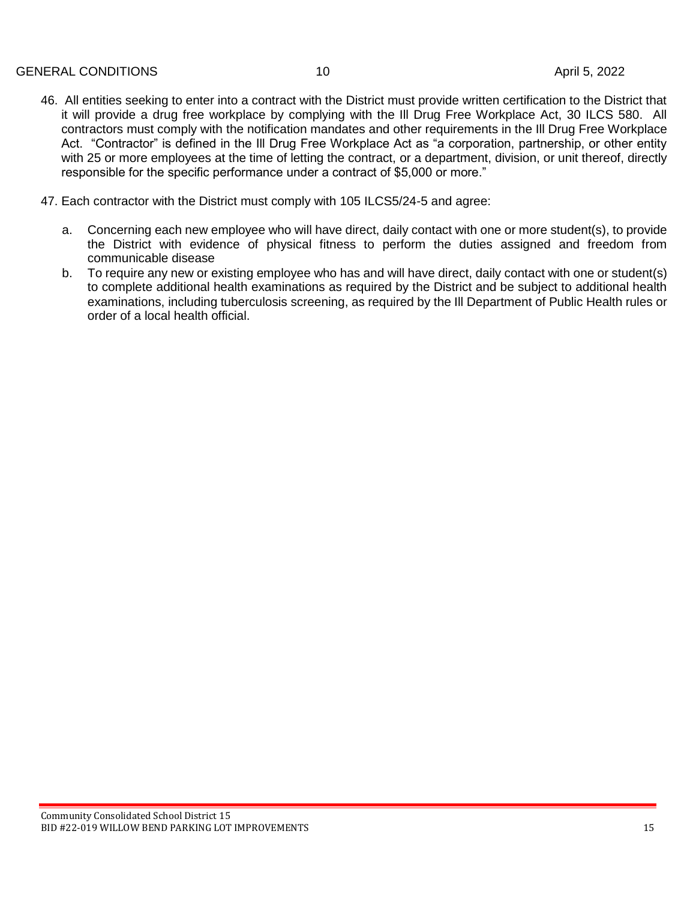46. All entities seeking to enter into a contract with the District must provide written certification to the District that it will provide a drug free workplace by complying with the Ill Drug Free Workplace Act, 30 ILCS 580. All contractors must comply with the notification mandates and other requirements in the Ill Drug Free Workplace Act. "Contractor" is defined in the Ill Drug Free Workplace Act as "a corporation, partnership, or other entity with 25 or more employees at the time of letting the contract, or a department, division, or unit thereof, directly responsible for the specific performance under a contract of $5,000 or more."

47. Each contractor with the District must comply with 105 ILCS5/24-5 and agree:

    a. Concerning each new employee who will have direct, daily contact with one or more student(s), to provide the District with evidence of physical fitness to perform the duties assigned and freedom from communicable disease

    b. To require any new or existing employee who has and will have direct, daily contact with one or student(s) to complete additional health examinations as required by the District and be subject to additional health examinations, including tuberculosis screening, as required by the Ill Department of Public Health rules or order of a local health official.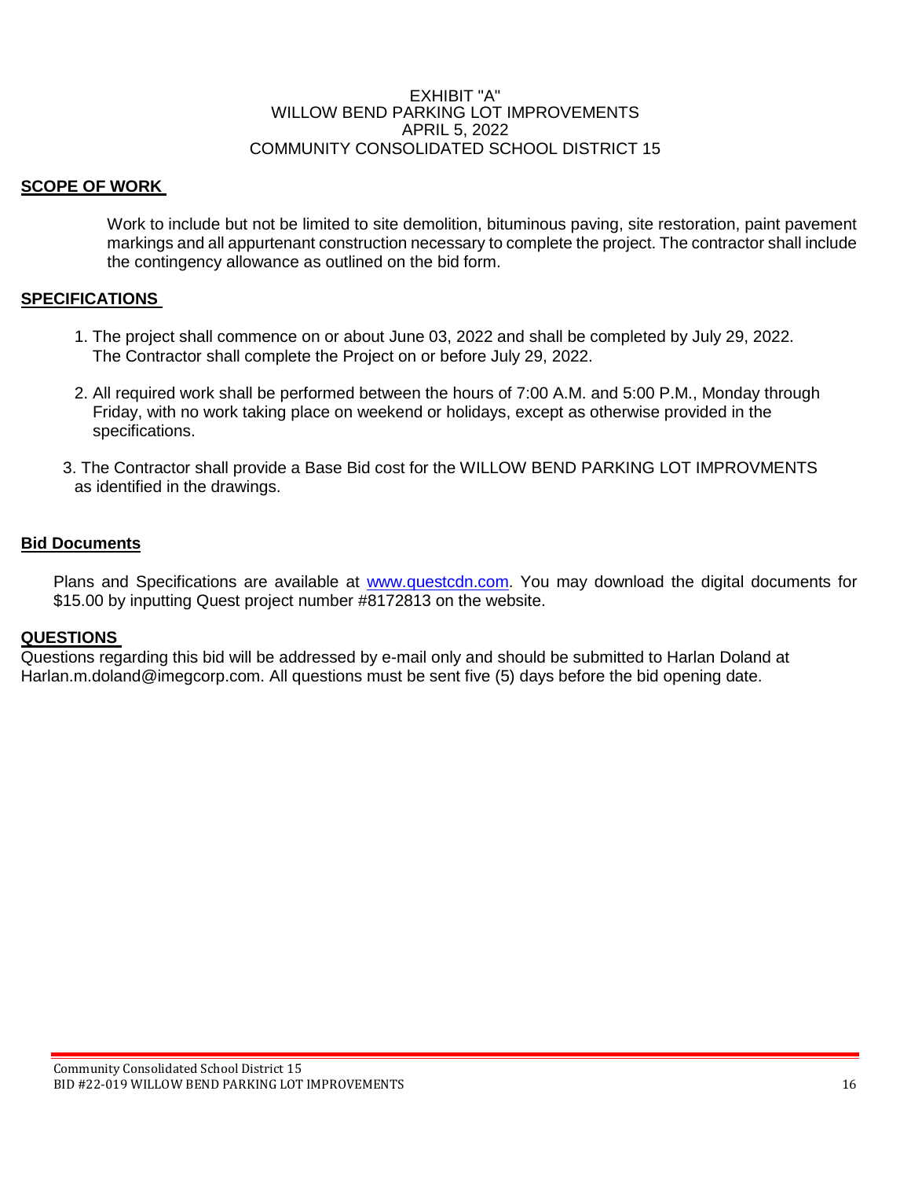EXHIBIT "A"
WILLOW BEND PARKING LOT IMPROVEMENTS
APRIL 5, 2022
COMMUNITY CONSOLIDATED SCHOOL DISTRICT 15

**SCOPE OF WORK**

Work to include but not be limited to site demolition, bituminous paving, site restoration, paint pavement markings and all appurtenant construction necessary to complete the project. The contractor shall include the contingency allowance as outlined on the bid form.

**SPECIFICATIONS**

1. The project shall commence on or about June 03, 2022 and shall be completed by July 29, 2022. The Contractor shall complete the Project on or before July 29, 2022.
2. All required work shall be performed between the hours of 7:00 A.M. and 5:00 P.M., Monday through Friday, with no work taking place on weekend or holidays, except as otherwise provided in the specifications.
3. The Contractor shall provide a Base Bid cost for the WILLOW BEND PARKING LOT IMPROVMENTS as identified in the drawings.

**Bid Documents**

Plans and Specifications are available at www.questcdn.com. You may download the digital documents for $15.00 by inputting Quest project number #8172813 on the website.

**QUESTIONS**

Questions regarding this bid will be addressed by e-mail only and should be submitted to Harlan Doland at Harlan.m.doland@imegcorp.com. All questions must be sent five (5) days before the bid opening date.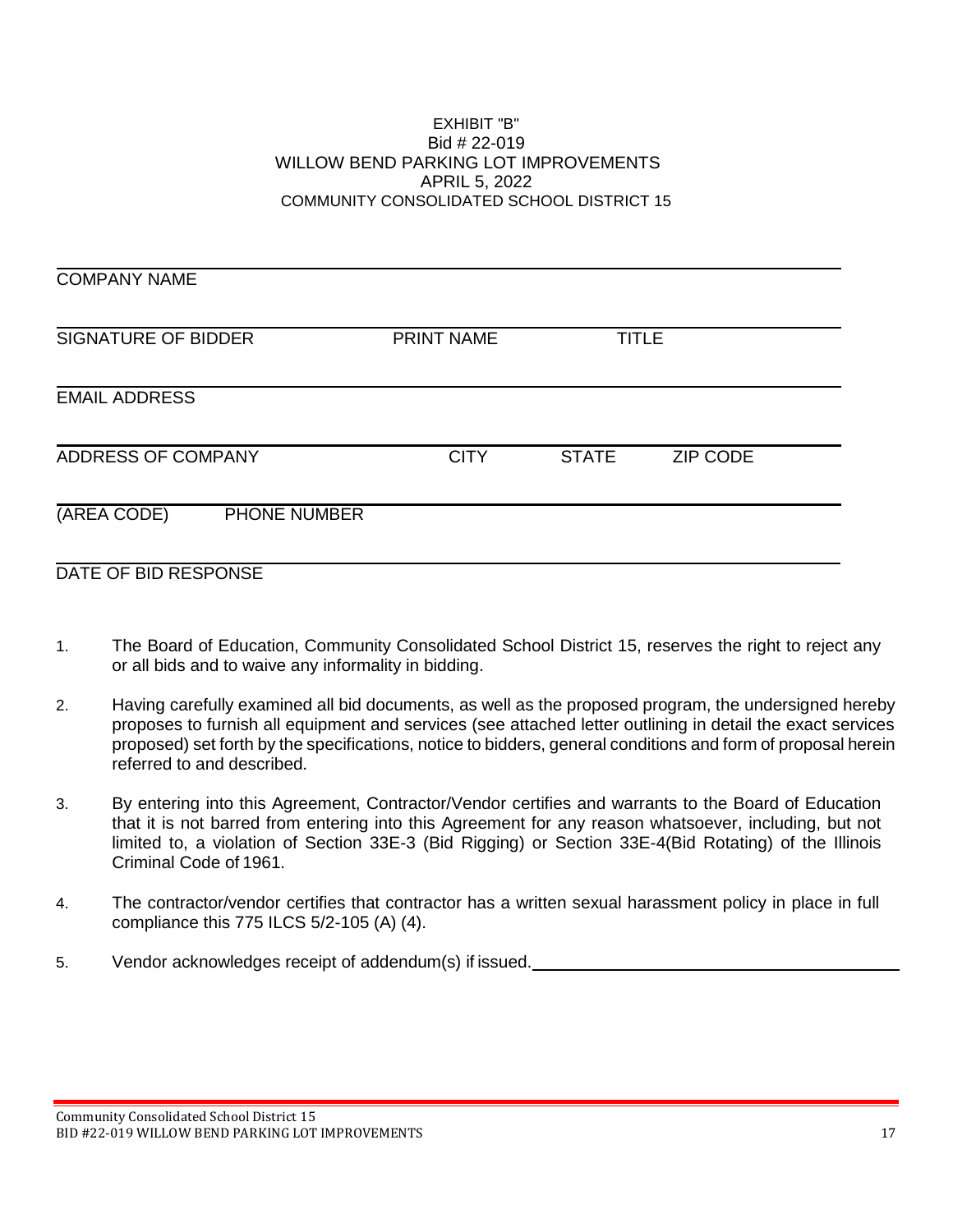EXHIBIT "B"
Bid # 22-019
WILLOW BEND PARKING LOT IMPROVEMENTS
APRIL 5, 2022
COMMUNITY CONSOLIDATED SCHOOL DISTRICT 15

\_\_\_\_\_\_\_\_\_\_\_\_\_\_\_\_\_\_\_\_\_\_\_\_\_\_\_\_\_\_\_\_\_\_\_\_\_\_\_\_\_\_\_\_\_\_\_\_\_\_\_\_\_\_\_\_\_\_\_\_
COMPANY NAME

\_\_\_\_\_\_\_\_\_\_\_\_\_\_\_\_\_\_\_\_\_\_\_\_\_\_\_\_\_\_\_\_\_\_\_\_\_\_\_\_\_\_\_\_\_\_\_\_\_\_\_\_\_\_\_\_\_\_\_\_
SIGNATURE OF BIDDER PRINT NAME TITLE

\_\_\_\_\_\_\_\_\_\_\_\_\_\_\_\_\_\_\_\_\_\_\_\_\_\_\_\_\_\_\_\_\_\_\_\_\_\_\_\_\_\_\_\_\_\_\_\_\_\_\_\_\_\_\_\_\_\_\_\_
EMAIL ADDRESS

\_\_\_\_\_\_\_\_\_\_\_\_\_\_\_\_\_\_\_\_\_\_\_\_\_\_\_\_\_\_\_\_\_\_\_\_\_\_\_\_\_\_\_\_\_\_\_\_\_\_\_\_\_\_\_\_\_\_\_\_
ADDRESS OF COMPANY CITY STATE ZIP CODE

\_\_\_\_\_\_\_\_\_\_\_\_\_\_\_\_\_\_\_\_\_\_\_\_\_\_\_\_\_\_\_\_\_\_\_\_\_\_\_\_\_\_\_\_\_\_\_\_\_\_\_\_\_\_\_\_\_\_\_\_
(AREA CODE) PHONE NUMBER

\_\_\_\_\_\_\_\_\_\_\_\_\_\_\_\_\_\_\_\_\_\_\_\_\_\_\_\_\_\_\_\_\_\_\_\_\_\_\_\_\_\_\_\_\_\_\_\_\_\_\_\_\_\_\_\_\_\_\_\_
DATE OF BID RESPONSE

1. The Board of Education, Community Consolidated School District 15, reserves the right to reject any or all bids and to waive any informality in bidding.

2. Having carefully examined all bid documents, as well as the proposed program, the undersigned hereby proposes to furnish all equipment and services (see attached letter outlining in detail the exact services proposed) set forth by the specifications, notice to bidders, general conditions and form of proposal herein referred to and described.

3. By entering into this Agreement, Contractor/Vendor certifies and warrants to the Board of Education that it is not barred from entering into this Agreement for any reason whatsoever, including, but not limited to, a violation of Section 33E-3 (Bid Rigging) or Section 33E-4(Bid Rotating) of the Illinois Criminal Code of 1961.

4. The contractor/vendor certifies that contractor has a written sexual harassment policy in place in full compliance this 775 ILCS 5/2-105 (A) (4).

5. Vendor acknowledges receipt of addendum(s) if issued.\_\_\_\_\_\_\_\_\_\_\_\_\_\_\_\_\_\_\_\_\_\_\_\_\_\_\_\_\_\_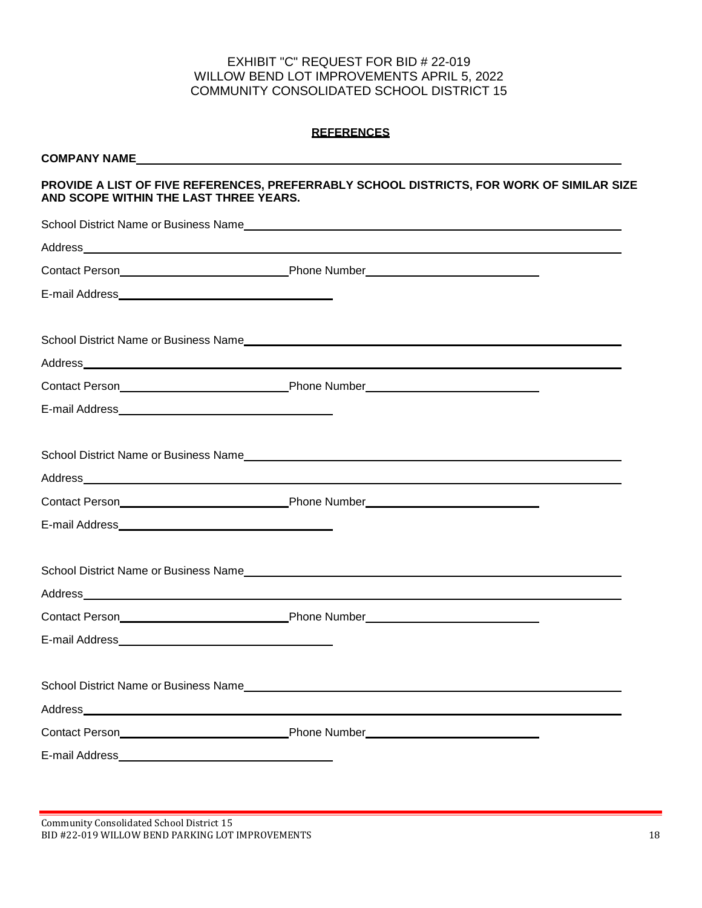EXHIBIT "C" REQUEST FOR BID # 22-019
WILLOW BEND LOT IMPROVEMENTS APRIL 5, 2022
COMMUNITY CONSOLIDATED SCHOOL DISTRICT 15

## REFERENCES

**COMPANY NAME**\_\_\_\_\_\_\_\_\_\_\_\_\_\_\_\_\_\_\_\_\_\_\_\_\_\_\_\_\_\_\_\_\_\_\_\_\_\_\_\_

**PROVIDE A LIST OF FIVE REFERENCES, PREFERRABLY SCHOOL DISTRICTS, FOR WORK OF SIMILAR SIZE AND SCOPE WITHIN THE LAST THREE YEARS.**

School District Name or Business Name\_\_\_\_\_\_\_\_\_\_\_\_\_\_\_\_\_\_\_\_\_\_\_\_\_\_\_\_\_\_\_\_

Address\_\_\_\_\_\_\_\_\_\_\_\_\_\_\_\_\_\_\_\_\_\_\_\_\_\_\_\_\_\_\_\_\_\_\_\_\_\_\_\_\_\_\_\_\_\_\_\_\_\_

Contact Person\_\_\_\_\_\_\_\_\_\_\_\_\_\_\_\_\_\_\_\_ Phone Number\_\_\_\_\_\_\_\_\_\_\_\_\_\_\_\_\_\_\_\_

E-mail Address\_\_\_\_\_\_\_\_\_\_\_\_\_\_\_\_\_\_\_\_\_\_\_\_\_\_\_\_

School District Name or Business Name\_\_\_\_\_\_\_\_\_\_\_\_\_\_\_\_\_\_\_\_\_\_\_\_\_\_\_\_\_\_\_\_

Address\_\_\_\_\_\_\_\_\_\_\_\_\_\_\_\_\_\_\_\_\_\_\_\_\_\_\_\_\_\_\_\_\_\_\_\_\_\_\_\_\_\_\_\_\_\_\_\_\_\_

Contact Person\_\_\_\_\_\_\_\_\_\_\_\_\_\_\_\_\_\_\_\_ Phone Number\_\_\_\_\_\_\_\_\_\_\_\_\_\_\_\_\_\_\_\_

E-mail Address\_\_\_\_\_\_\_\_\_\_\_\_\_\_\_\_\_\_\_\_\_\_\_\_\_\_\_\_

School District Name or Business Name\_\_\_\_\_\_\_\_\_\_\_\_\_\_\_\_\_\_\_\_\_\_\_\_\_\_\_\_\_\_\_\_

Address\_\_\_\_\_\_\_\_\_\_\_\_\_\_\_\_\_\_\_\_\_\_\_\_\_\_\_\_\_\_\_\_\_\_\_\_\_\_\_\_\_\_\_\_\_\_\_\_\_\_

Contact Person\_\_\_\_\_\_\_\_\_\_\_\_\_\_\_\_\_\_\_\_ Phone Number\_\_\_\_\_\_\_\_\_\_\_\_\_\_\_\_\_\_\_\_

E-mail Address\_\_\_\_\_\_\_\_\_\_\_\_\_\_\_\_\_\_\_\_\_\_\_\_\_\_\_\_

School District Name or Business Name\_\_\_\_\_\_\_\_\_\_\_\_\_\_\_\_\_\_\_\_\_\_\_\_\_\_\_\_\_\_\_\_

Address\_\_\_\_\_\_\_\_\_\_\_\_\_\_\_\_\_\_\_\_\_\_\_\_\_\_\_\_\_\_\_\_\_\_\_\_\_\_\_\_\_\_\_\_\_\_\_\_\_\_

Contact Person\_\_\_\_\_\_\_\_\_\_\_\_\_\_\_\_\_\_\_\_ Phone Number\_\_\_\_\_\_\_\_\_\_\_\_\_\_\_\_\_\_\_\_

E-mail Address\_\_\_\_\_\_\_\_\_\_\_\_\_\_\_\_\_\_\_\_\_\_\_\_\_\_\_\_

School District Name or Business Name\_\_\_\_\_\_\_\_\_\_\_\_\_\_\_\_\_\_\_\_\_\_\_\_\_\_\_\_\_\_\_\_

Address\_\_\_\_\_\_\_\_\_\_\_\_\_\_\_\_\_\_\_\_\_\_\_\_\_\_\_\_\_\_\_\_\_\_\_\_\_\_\_\_\_\_\_\_\_\_\_\_\_\_

Contact Person\_\_\_\_\_\_\_\_\_\_\_\_\_\_\_\_\_\_\_\_ Phone Number\_\_\_\_\_\_\_\_\_\_\_\_\_\_\_\_\_\_\_\_

E-mail Address\_\_\_\_\_\_\_\_\_\_\_\_\_\_\_\_\_\_\_\_\_\_\_\_\_\_\_\_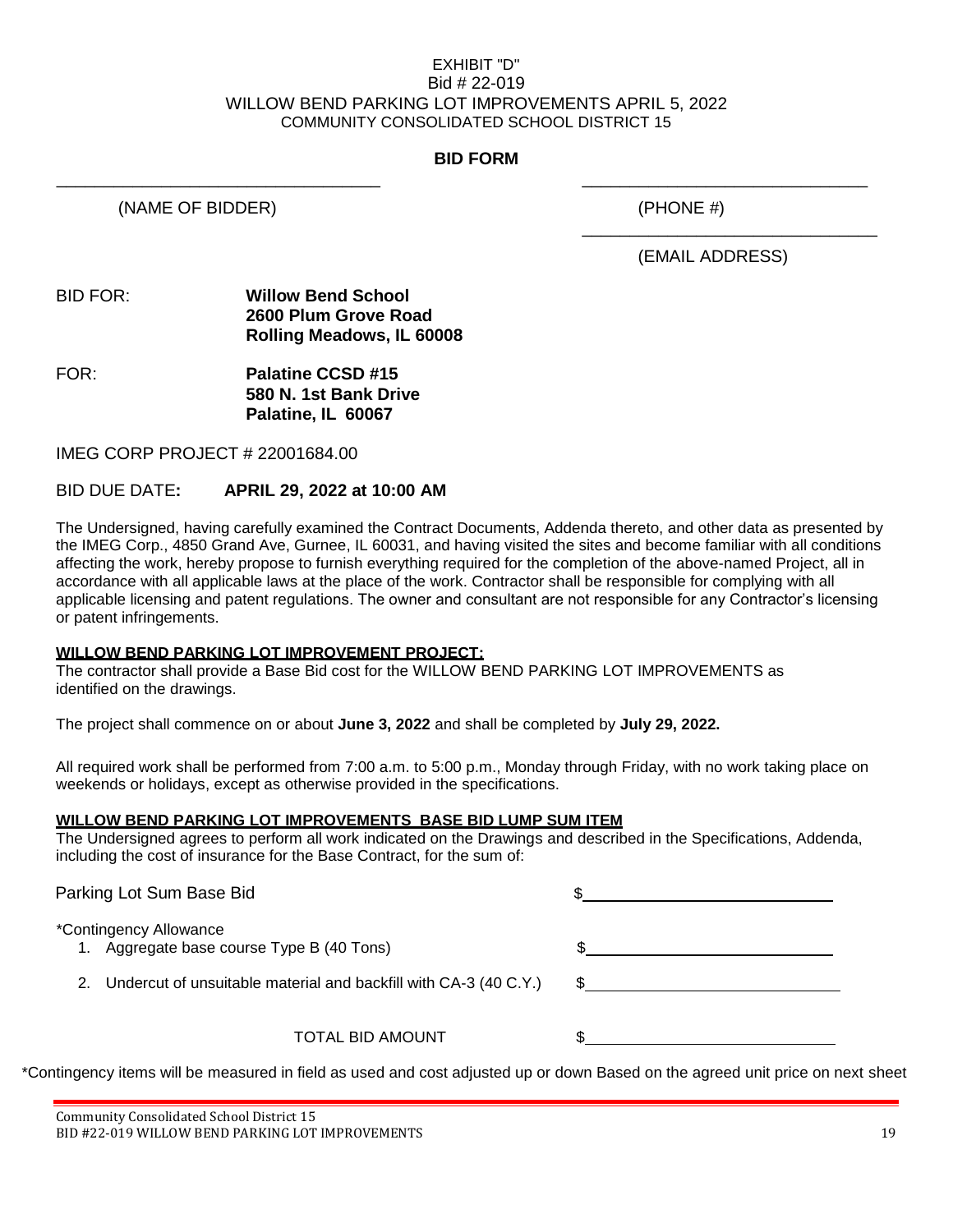EXHIBIT "D"
Bid # 22-019
WILLOW BEND PARKING LOT IMPROVEMENTS APRIL 5, 2022
COMMUNITY CONSOLIDATED SCHOOL DISTRICT 15

## BID FORM

\_\_\_\_\_\_\_\_\_\_\_\_\_\_\_\_\_\_\_\_\_\_\_\_\_\_\_\_\_\_\_\_\_\_ (NAME OF BIDDER)

\_\_\_\_\_\_\_\_\_\_\_\_\_\_\_\_\_\_\_\_\_\_\_\_\_\_\_\_\_\_ (PHONE #)

\_\_\_\_\_\_\_\_\_\_\_\_\_\_\_\_\_\_\_\_\_\_\_\_\_\_\_\_\_\_ (EMAIL ADDRESS)

BID FOR: **Willow Bend School**
**2600 Plum Grove Road**
**Rolling Meadows, IL 60008**

FOR: **Palatine CCSD #15**
**580 N. 1st Bank Drive**
**Palatine, IL 60067**

IMEG CORP PROJECT # 22001684.00

BID DUE DATE**: APRIL 29, 2022 at 10:00 AM**

The Undersigned, having carefully examined the Contract Documents, Addenda thereto, and other data as presented by the IMEG Corp., 4850 Grand Ave, Gurnee, IL 60031, and having visited the sites and become familiar with all conditions affecting the work, hereby propose to furnish everything required for the completion of the above-named Project, all in accordance with all applicable laws at the place of the work. Contractor shall be responsible for complying with all applicable licensing and patent regulations. The owner and consultant are not responsible for any Contractor's licensing or patent infringements.

**WILLOW BEND PARKING LOT IMPROVEMENT PROJECT:**

The contractor shall provide a Base Bid cost for the WILLOW BEND PARKING LOT IMPROVEMENTS as identified on the drawings.

The project shall commence on or about **June 3, 2022** and shall be completed by **July 29, 2022.**

All required work shall be performed from 7:00 a.m. to 5:00 p.m., Monday through Friday, with no work taking place on weekends or holidays, except as otherwise provided in the specifications.

**WILLOW BEND PARKING LOT IMPROVEMENTS BASE BID LUMP SUM ITEM**

The Undersigned agrees to perform all work indicated on the Drawings and described in the Specifications, Addenda, including the cost of insurance for the Base Contract, for the sum of:

Parking Lot Sum Base Bid $\_\_\_\_\_\_\_\_\_\_\_\_\_\_\_\_\_\_\_\_\_\_\_\_\_\_

*Contingency Allowance

1. Aggregate base course Type B (40 Tons) $\_\_\_\_\_\_\_\_\_\_\_\_\_\_\_\_\_\_\_\_\_\_\_\_\_\_
2. Undercut of unsuitable material and backfill with CA-3 (40 C.Y.) $\_\_\_\_\_\_\_\_\_\_\_\_\_\_\_\_\_\_\_\_\_\_\_\_\_\_

TOTAL BID AMOUNT $\_\_\_\_\_\_\_\_\_\_\_\_\_\_\_\_\_\_\_\_\_\_\_\_\_\_

*Contingency items will be measured in field as used and cost adjusted up or down Based on the agreed unit price on next sheet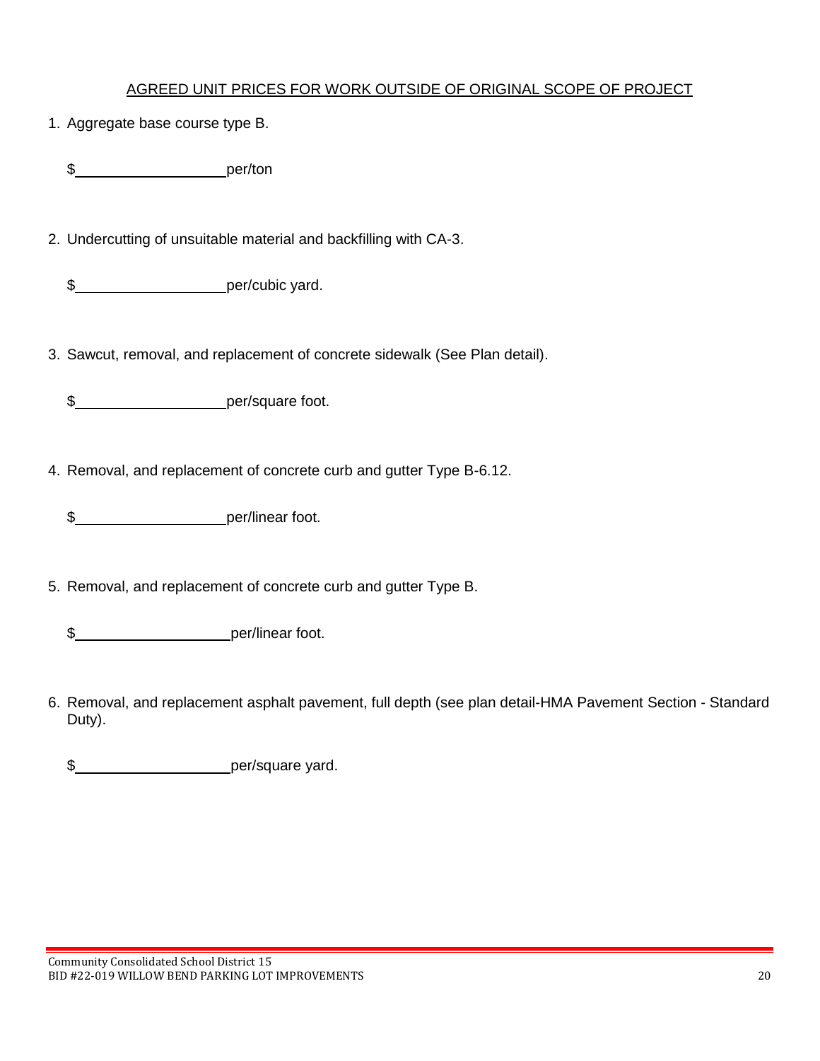## AGREED UNIT PRICES FOR WORK OUTSIDE OF ORIGINAL SCOPE OF PROJECT

1. Aggregate base course type B.

   $\_\_\_\_\_\_\_\_\_\_\_\_\_\_\_\_\_\_\_\_per/ton

2. Undercutting of unsuitable material and backfilling with CA-3.

   $\_\_\_\_\_\_\_\_\_\_\_\_\_\_\_\_\_\_\_\_per/cubic yard.

3. Sawcut, removal, and replacement of concrete sidewalk (See Plan detail).

   $\_\_\_\_\_\_\_\_\_\_\_\_\_\_\_\_\_\_\_\_per/square foot.

4. Removal, and replacement of concrete curb and gutter Type B-6.12.

   $\_\_\_\_\_\_\_\_\_\_\_\_\_\_\_\_\_\_\_\_per/linear foot.

5. Removal, and replacement of concrete curb and gutter Type B.

   $\_\_\_\_\_\_\_\_\_\_\_\_\_\_\_\_\_\_\_\_per/linear foot.

6. Removal, and replacement asphalt pavement, full depth (see plan detail-HMA Pavement Section - Standard Duty).

   $\_\_\_\_\_\_\_\_\_\_\_\_\_\_\_\_\_\_\_\_per/square yard.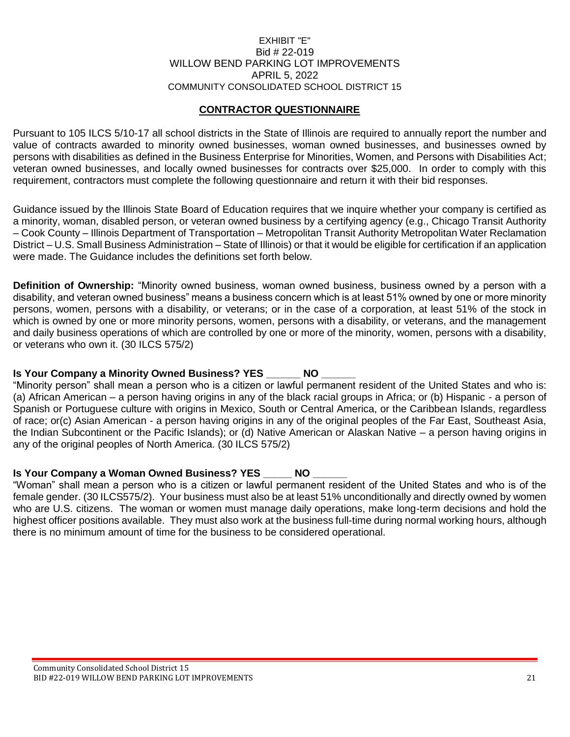EXHIBIT "E"
Bid # 22-019
WILLOW BEND PARKING LOT IMPROVEMENTS
APRIL 5, 2022
COMMUNITY CONSOLIDATED SCHOOL DISTRICT 15

## CONTRACTOR QUESTIONNAIRE

Pursuant to 105 ILCS 5/10-17 all school districts in the State of Illinois are required to annually report the number and value of contracts awarded to minority owned businesses, woman owned businesses, and businesses owned by persons with disabilities as defined in the Business Enterprise for Minorities, Women, and Persons with Disabilities Act; veteran owned businesses, and locally owned businesses for contracts over $25,000. In order to comply with this requirement, contractors must complete the following questionnaire and return it with their bid responses.

Guidance issued by the Illinois State Board of Education requires that we inquire whether your company is certified as a minority, woman, disabled person, or veteran owned business by a certifying agency (e.g., Chicago Transit Authority – Cook County – Illinois Department of Transportation – Metropolitan Transit Authority Metropolitan Water Reclamation District – U.S. Small Business Administration – State of Illinois) or that it would be eligible for certification if an application were made. The Guidance includes the definitions set forth below.

**Definition of Ownership:** "Minority owned business, woman owned business, business owned by a person with a disability, and veteran owned business" means a business concern which is at least 51% owned by one or more minority persons, women, persons with a disability, or veterans; or in the case of a corporation, at least 51% of the stock in which is owned by one or more minority persons, women, persons with a disability, or veterans, and the management and daily business operations of which are controlled by one or more of the minority, women, persons with a disability, or veterans who own it. (30 ILCS 575/2)

**Is Your Company a Minority Owned Business? YES ______ NO ______**

"Minority person" shall mean a person who is a citizen or lawful permanent resident of the United States and who is: (a) African American – a person having origins in any of the black racial groups in Africa; or (b) Hispanic - a person of Spanish or Portuguese culture with origins in Mexico, South or Central America, or the Caribbean Islands, regardless of race; or(c) Asian American - a person having origins in any of the original peoples of the Far East, Southeast Asia, the Indian Subcontinent or the Pacific Islands); or (d) Native American or Alaskan Native – a person having origins in any of the original peoples of North America. (30 ILCS 575/2)

**Is Your Company a Woman Owned Business? YES _____ NO ______**

"Woman" shall mean a person who is a citizen or lawful permanent resident of the United States and who is of the female gender. (30 ILCS575/2). Your business must also be at least 51% unconditionally and directly owned by women who are U.S. citizens. The woman or women must manage daily operations, make long-term decisions and hold the highest officer positions available. They must also work at the business full-time during normal working hours, although there is no minimum amount of time for the business to be considered operational.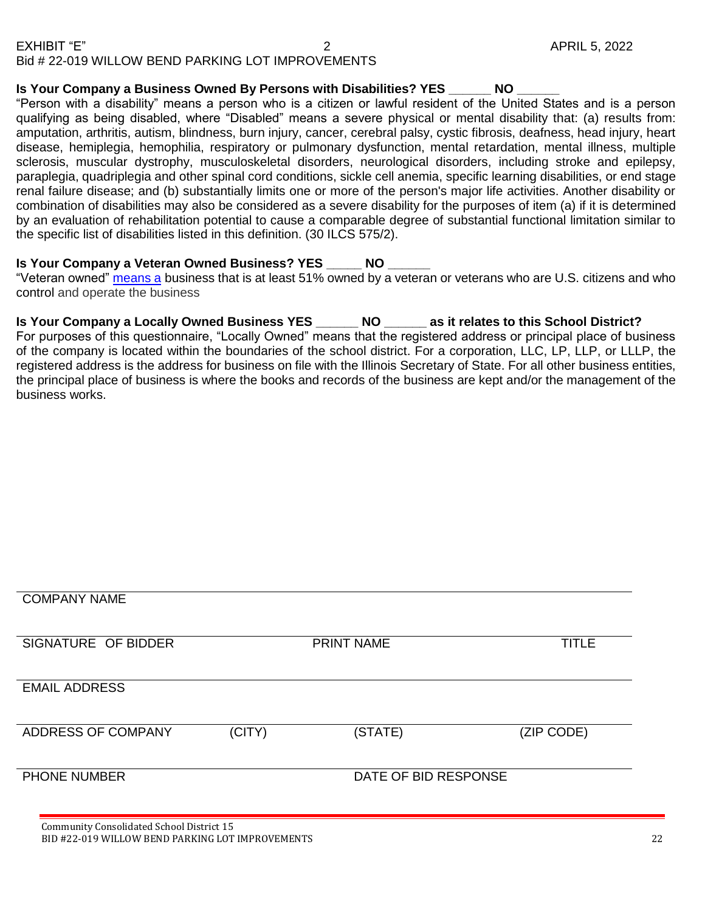**Is Your Company a Business Owned By Persons with Disabilities? YES ______ NO ______**

"Person with a disability" means a person who is a citizen or lawful resident of the United States and is a person qualifying as being disabled, where "Disabled" means a severe physical or mental disability that: (a) results from: amputation, arthritis, autism, blindness, burn injury, cancer, cerebral palsy, cystic fibrosis, deafness, head injury, heart disease, hemiplegia, hemophilia, respiratory or pulmonary dysfunction, mental retardation, mental illness, multiple sclerosis, muscular dystrophy, musculoskeletal disorders, neurological disorders, including stroke and epilepsy, paraplegia, quadriplegia and other spinal cord conditions, sickle cell anemia, specific learning disabilities, or end stage renal failure disease; and (b) substantially limits one or more of the person's major life activities. Another disability or combination of disabilities may also be considered as a severe disability for the purposes of item (a) if it is determined by an evaluation of rehabilitation potential to cause a comparable degree of substantial functional limitation similar to the specific list of disabilities listed in this definition. (30 ILCS 575/2).

**Is Your Company a Veteran Owned Business? YES _____ NO ______**

"Veteran owned" means a business that is at least 51% owned by a veteran or veterans who are U.S. citizens and who control and operate the business

**Is Your Company a Locally Owned Business YES ______ NO ______ as it relates to this School District?**

For purposes of this questionnaire, "Locally Owned" means that the registered address or principal place of business of the company is located within the boundaries of the school district. For a corporation, LLC, LP, LLP, or LLLP, the registered address is the address for business on file with the Illinois Secretary of State. For all other business entities, the principal place of business is where the books and records of the business are kept and/or the management of the business works.

______________________________________________________________________

COMPANY NAME

______________________________________________________________________

SIGNATURE OF BIDDER | PRINT NAME | TITLE

______________________________________________________________________

EMAIL ADDRESS

______________________________________________________________________

ADDRESS OF COMPANY | (CITY) | (STATE) | (ZIP CODE)

______________________________________________________________________

PHONE NUMBER | DATE OF BID RESPONSE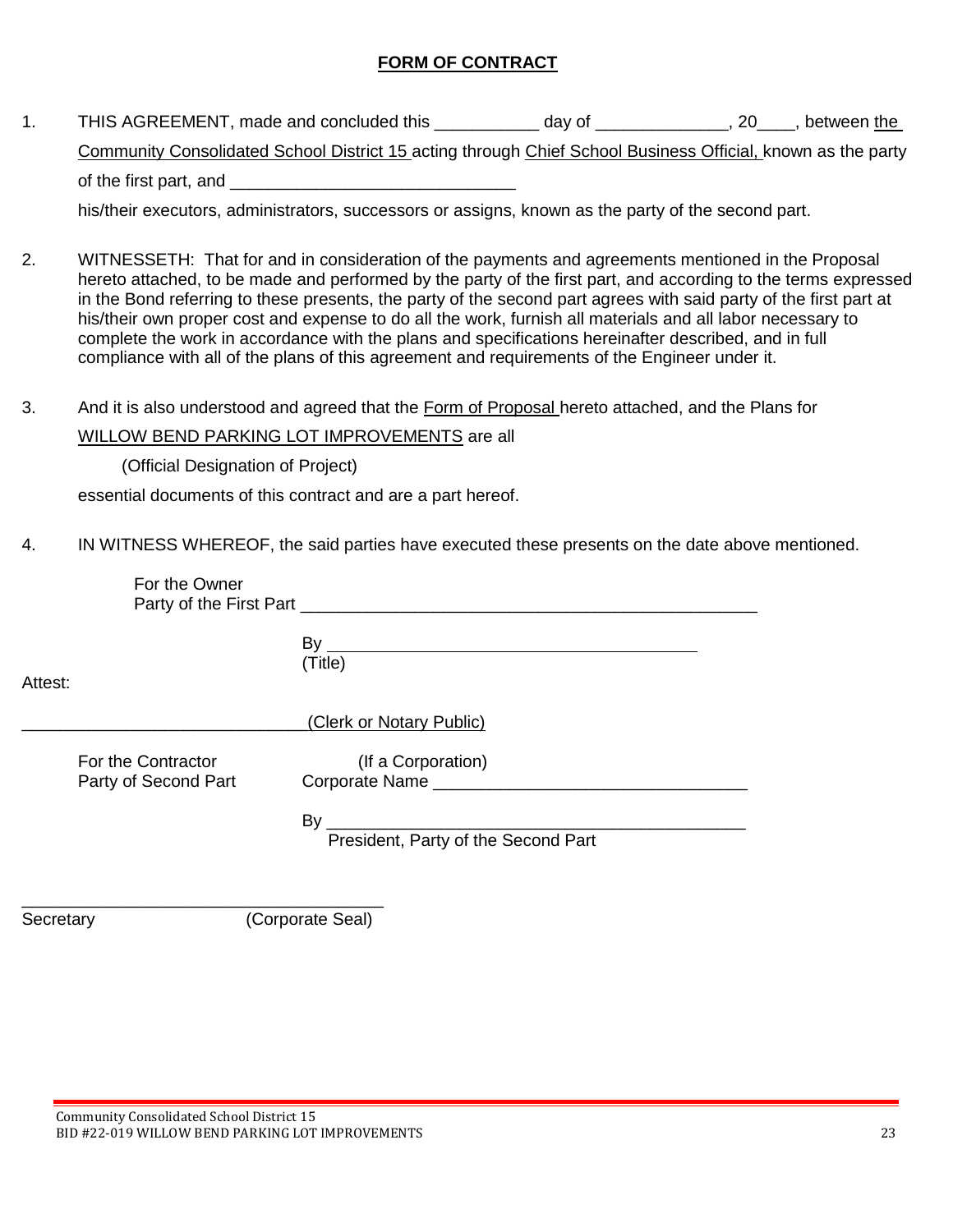**FORM OF CONTRACT**

1. THIS AGREEMENT, made and concluded this ___________ day of ______________, 20____, between the Community Consolidated School District 15 acting through Chief School Business Official, known as the party of the first part, and ______________________________

   his/their executors, administrators, successors or assigns, known as the party of the second part.

2. WITNESSETH: That for and in consideration of the payments and agreements mentioned in the Proposal hereto attached, to be made and performed by the party of the first part, and according to the terms expressed in the Bond referring to these presents, the party of the second part agrees with said party of the first part at his/their own proper cost and expense to do all the work, furnish all materials and all labor necessary to complete the work in accordance with the plans and specifications hereinafter described, and in full compliance with all of the plans of this agreement and requirements of the Engineer under it.

3. And it is also understood and agreed that the Form of Proposal hereto attached, and the Plans for WILLOW BEND PARKING LOT IMPROVEMENTS are all

   (Official Designation of Project)

   essential documents of this contract and are a part hereof.

4. IN WITNESS WHEREOF, the said parties have executed these presents on the date above mentioned.

For the Owner
Party of the First Part ________________________________________________

By ________________________________________
(Title)

Attest:

______________________________ (Clerk or Notary Public)

For the Contractor
Party of Second Part

(If a Corporation)
Corporate Name ________________________________

By ____________________________________________
President, Party of the Second Part

______________________________________
Secretary (Corporate Seal)